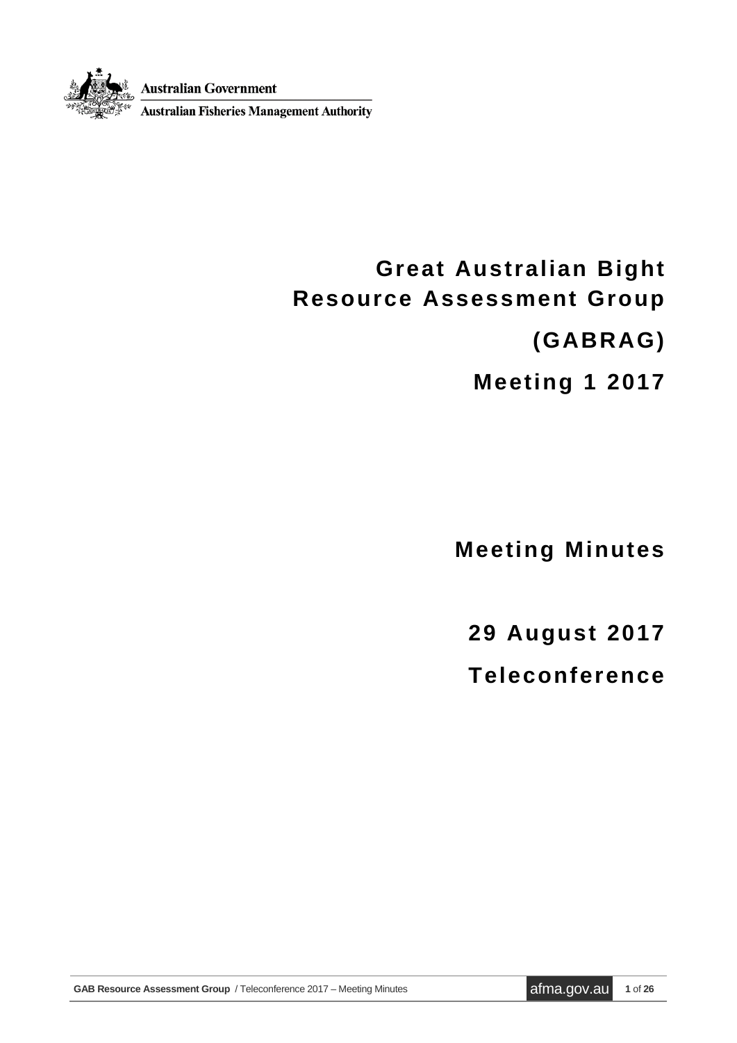Australian Government

Australian Fisheries Management Authority

# Great Australian Bight Resource Assessment Group

# (GABRAG)

# Meeting 1 2017

## Meeting Minutes

## 29 August 2017

## Teleconference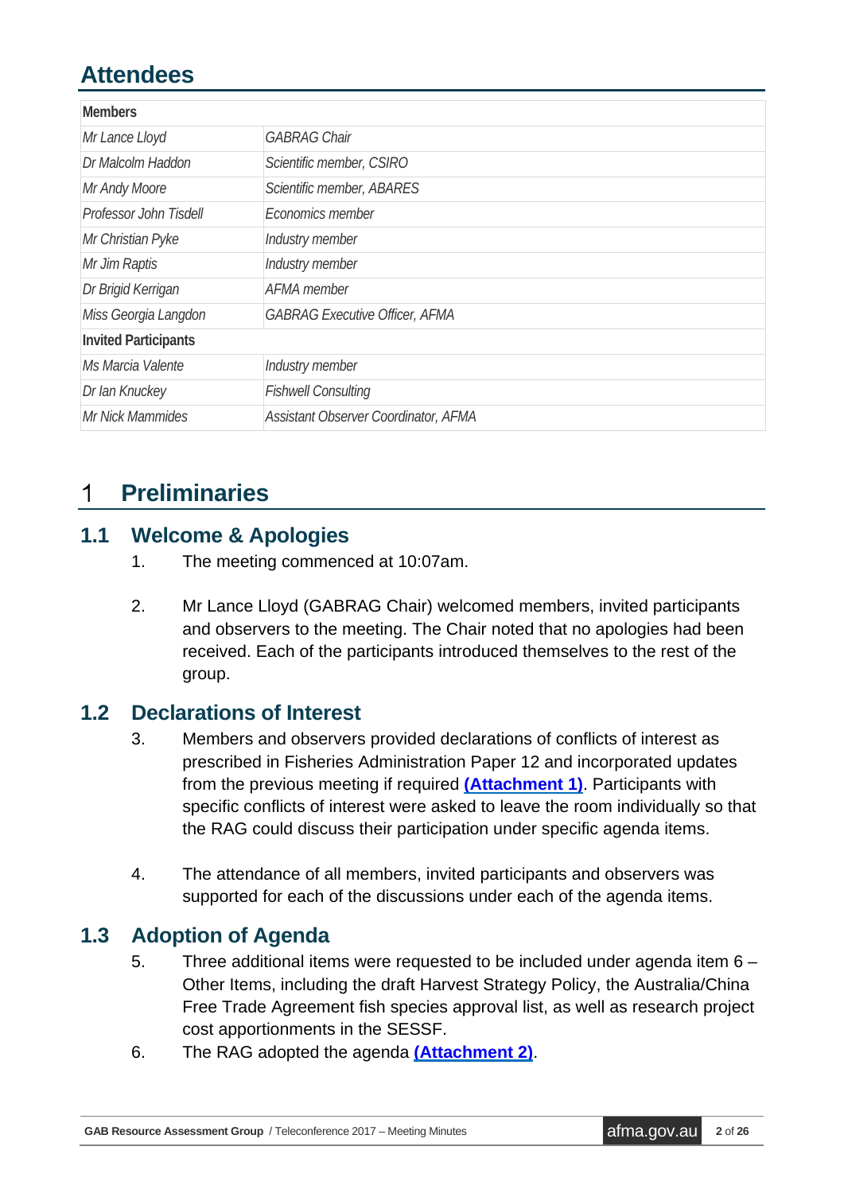# Attendees

| Members | |
|---|---|
| *Mr Lance Lloyd* | *GABRAG Chair* |
| *Dr Malcolm Haddon* | *Scientific member, CSIRO* |
| *Mr Andy Moore* | *Scientific member, ABARES* |
| *Professor John Tisdell* | *Economics member* |
| *Mr Christian Pyke* | *Industry member* |
| *Mr Jim Raptis* | *Industry member* |
| *Dr Brigid Kerrigan* | *AFMA member* |
| *Miss Georgia Langdon* | *GABRAG Executive Officer, AFMA* |
| **Invited Participants** | |
| *Ms Marcia Valente* | *Industry member* |
| *Dr Ian Knuckey* | *Fishwell Consulting* |
| *Mr Nick Mammides* | *Assistant Observer Coordinator, AFMA* |

# 1 Preliminaries

## 1.1 Welcome & Apologies

1. The meeting commenced at 10:07am.

2. Mr Lance Lloyd (GABRAG Chair) welcomed members, invited participants and observers to the meeting. The Chair noted that no apologies had been received. Each of the participants introduced themselves to the rest of the group.

## 1.2 Declarations of Interest

3. Members and observers provided declarations of conflicts of interest as prescribed in Fisheries Administration Paper 12 and incorporated updates from the previous meeting if required **(Attachment 1)**. Participants with specific conflicts of interest were asked to leave the room individually so that the RAG could discuss their participation under specific agenda items.

4. The attendance of all members, invited participants and observers was supported for each of the discussions under each of the agenda items.

## 1.3 Adoption of Agenda

5. Three additional items were requested to be included under agenda item 6 – Other Items, including the draft Harvest Strategy Policy, the Australia/China Free Trade Agreement fish species approval list, as well as research project cost apportionments in the SESSF.
6. The RAG adopted the agenda **(Attachment 2)**.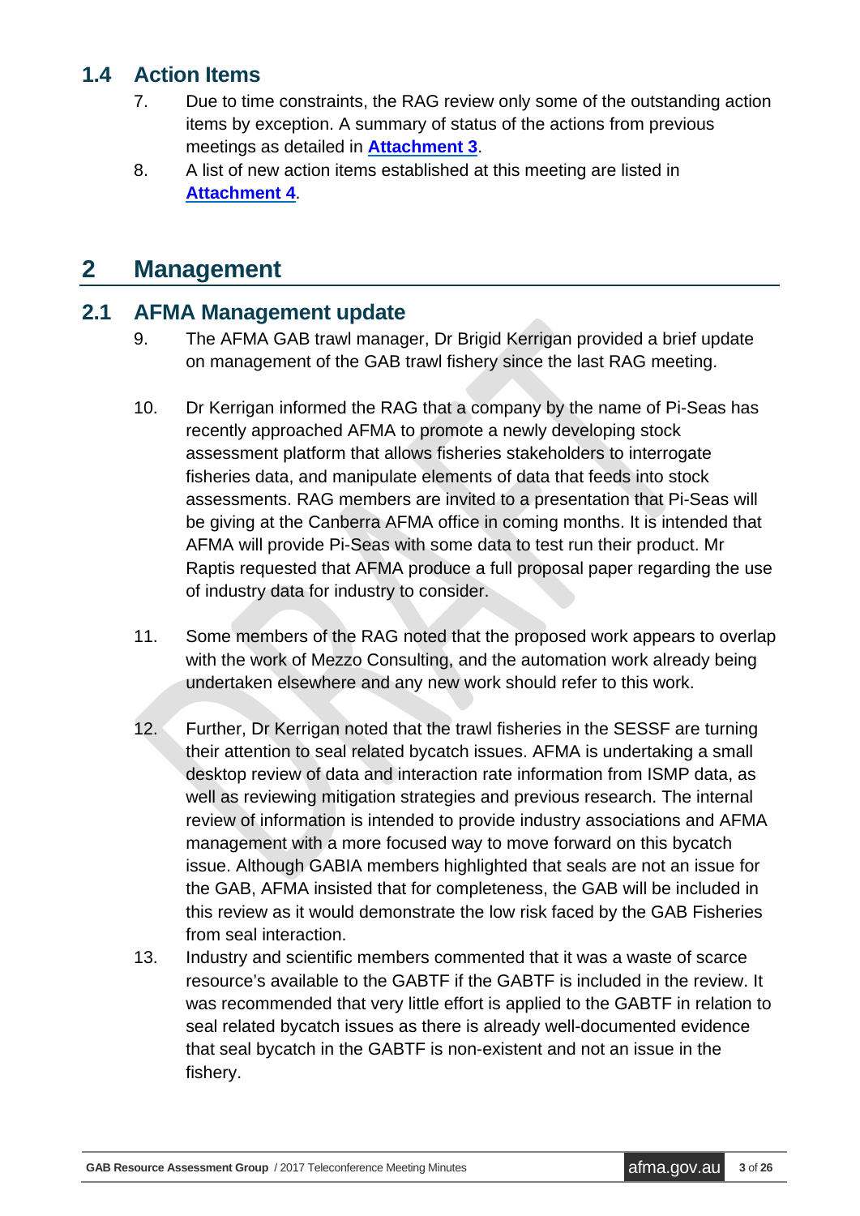## 1.4 Action Items

7. Due to time constraints, the RAG review only some of the outstanding action items by exception. A summary of status of the actions from previous meetings as detailed in **Attachment 3**.
8. A list of new action items established at this meeting are listed in **Attachment 4**.

# 2 Management

## 2.1 AFMA Management update

9. The AFMA GAB trawl manager, Dr Brigid Kerrigan provided a brief update on management of the GAB trawl fishery since the last RAG meeting.

10. Dr Kerrigan informed the RAG that a company by the name of Pi-Seas has recently approached AFMA to promote a newly developing stock assessment platform that allows fisheries stakeholders to interrogate fisheries data, and manipulate elements of data that feeds into stock assessments. RAG members are invited to a presentation that Pi-Seas will be giving at the Canberra AFMA office in coming months. It is intended that AFMA will provide Pi-Seas with some data to test run their product. Mr Raptis requested that AFMA produce a full proposal paper regarding the use of industry data for industry to consider.

11. Some members of the RAG noted that the proposed work appears to overlap with the work of Mezzo Consulting, and the automation work already being undertaken elsewhere and any new work should refer to this work.

12. Further, Dr Kerrigan noted that the trawl fisheries in the SESSF are turning their attention to seal related bycatch issues. AFMA is undertaking a small desktop review of data and interaction rate information from ISMP data, as well as reviewing mitigation strategies and previous research. The internal review of information is intended to provide industry associations and AFMA management with a more focused way to move forward on this bycatch issue. Although GABIA members highlighted that seals are not an issue for the GAB, AFMA insisted that for completeness, the GAB will be included in this review as it would demonstrate the low risk faced by the GAB Fisheries from seal interaction.
13. Industry and scientific members commented that it was a waste of scarce resource's available to the GABTF if the GABTF is included in the review. It was recommended that very little effort is applied to the GABTF in relation to seal related bycatch issues as there is already well-documented evidence that seal bycatch in the GABTF is non-existent and not an issue in the fishery.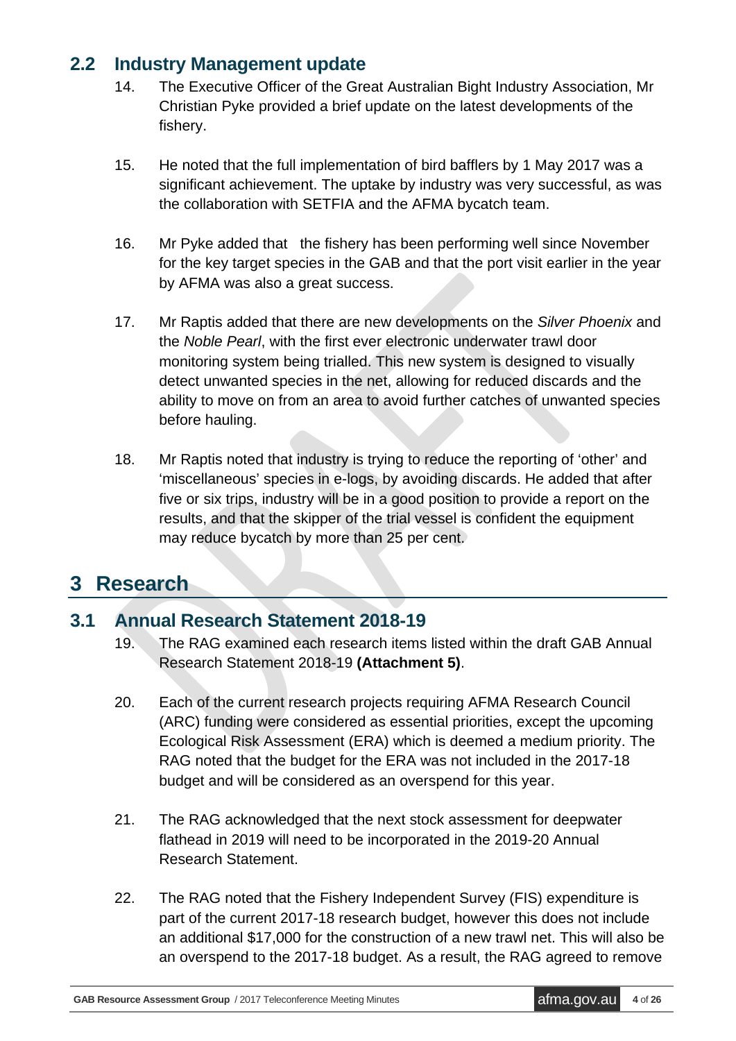## 2.2 Industry Management update

14. The Executive Officer of the Great Australian Bight Industry Association, Mr Christian Pyke provided a brief update on the latest developments of the fishery.

15. He noted that the full implementation of bird bafflers by 1 May 2017 was a significant achievement. The uptake by industry was very successful, as was the collaboration with SETFIA and the AFMA bycatch team.

16. Mr Pyke added that the fishery has been performing well since November for the key target species in the GAB and that the port visit earlier in the year by AFMA was also a great success.

17. Mr Raptis added that there are new developments on the *Silver Phoenix* and the *Noble Pearl*, with the first ever electronic underwater trawl door monitoring system being trialled. This new system is designed to visually detect unwanted species in the net, allowing for reduced discards and the ability to move on from an area to avoid further catches of unwanted species before hauling.

18. Mr Raptis noted that industry is trying to reduce the reporting of 'other' and 'miscellaneous' species in e-logs, by avoiding discards. He added that after five or six trips, industry will be in a good position to provide a report on the results, and that the skipper of the trial vessel is confident the equipment may reduce bycatch by more than 25 per cent.

# 3 Research

## 3.1 Annual Research Statement 2018-19

19. The RAG examined each research items listed within the draft GAB Annual Research Statement 2018-19 **(Attachment 5)**.

20. Each of the current research projects requiring AFMA Research Council (ARC) funding were considered as essential priorities, except the upcoming Ecological Risk Assessment (ERA) which is deemed a medium priority. The RAG noted that the budget for the ERA was not included in the 2017-18 budget and will be considered as an overspend for this year.

21. The RAG acknowledged that the next stock assessment for deepwater flathead in 2019 will need to be incorporated in the 2019-20 Annual Research Statement.

22. The RAG noted that the Fishery Independent Survey (FIS) expenditure is part of the current 2017-18 research budget, however this does not include an additional $17,000 for the construction of a new trawl net. This will also be an overspend to the 2017-18 budget. As a result, the RAG agreed to remove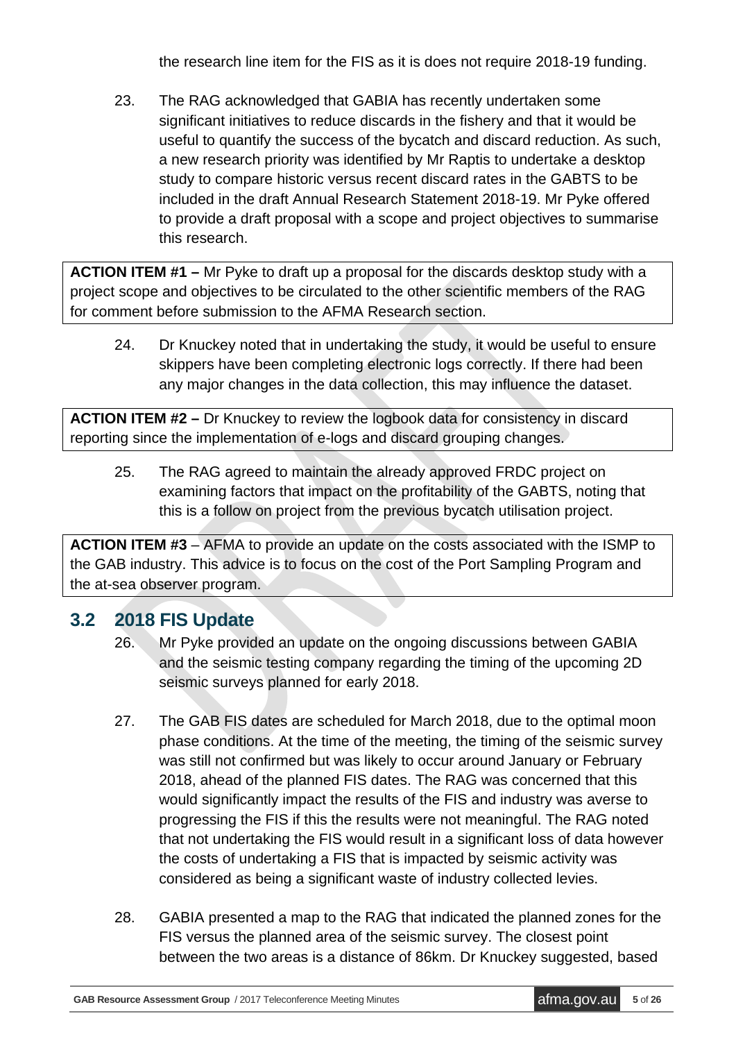the research line item for the FIS as it is does not require 2018-19 funding.

23. The RAG acknowledged that GABIA has recently undertaken some significant initiatives to reduce discards in the fishery and that it would be useful to quantify the success of the bycatch and discard reduction. As such, a new research priority was identified by Mr Raptis to undertake a desktop study to compare historic versus recent discard rates in the GABTS to be included in the draft Annual Research Statement 2018-19. Mr Pyke offered to provide a draft proposal with a scope and project objectives to summarise this research.

**ACTION ITEM #1 –** Mr Pyke to draft up a proposal for the discards desktop study with a project scope and objectives to be circulated to the other scientific members of the RAG for comment before submission to the AFMA Research section.

24. Dr Knuckey noted that in undertaking the study, it would be useful to ensure skippers have been completing electronic logs correctly. If there had been any major changes in the data collection, this may influence the dataset.

**ACTION ITEM #2 –** Dr Knuckey to review the logbook data for consistency in discard reporting since the implementation of e-logs and discard grouping changes.

25. The RAG agreed to maintain the already approved FRDC project on examining factors that impact on the profitability of the GABTS, noting that this is a follow on project from the previous bycatch utilisation project.

**ACTION ITEM #3** – AFMA to provide an update on the costs associated with the ISMP to the GAB industry. This advice is to focus on the cost of the Port Sampling Program and the at-sea observer program.

## 3.2 2018 FIS Update

26. Mr Pyke provided an update on the ongoing discussions between GABIA and the seismic testing company regarding the timing of the upcoming 2D seismic surveys planned for early 2018.

27. The GAB FIS dates are scheduled for March 2018, due to the optimal moon phase conditions. At the time of the meeting, the timing of the seismic survey was still not confirmed but was likely to occur around January or February 2018, ahead of the planned FIS dates. The RAG was concerned that this would significantly impact the results of the FIS and industry was averse to progressing the FIS if this the results were not meaningful. The RAG noted that not undertaking the FIS would result in a significant loss of data however the costs of undertaking a FIS that is impacted by seismic activity was considered as being a significant waste of industry collected levies.

28. GABIA presented a map to the RAG that indicated the planned zones for the FIS versus the planned area of the seismic survey. The closest point between the two areas is a distance of 86km. Dr Knuckey suggested, based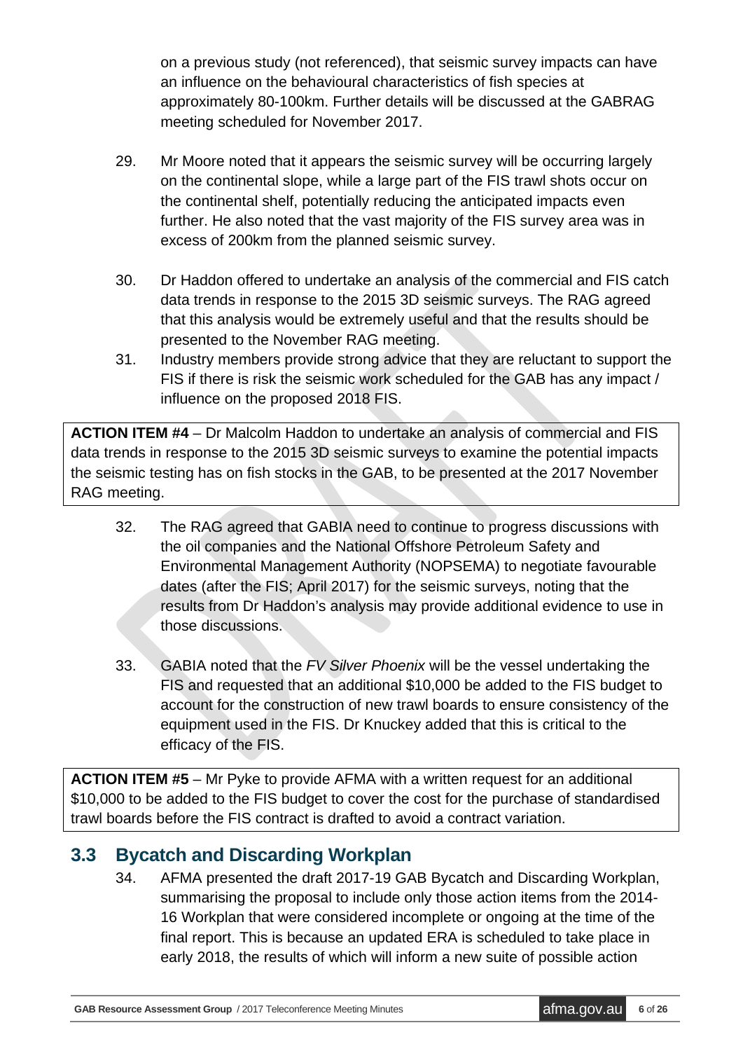on a previous study (not referenced), that seismic survey impacts can have an influence on the behavioural characteristics of fish species at approximately 80-100km. Further details will be discussed at the GABRAG meeting scheduled for November 2017.

29. Mr Moore noted that it appears the seismic survey will be occurring largely on the continental slope, while a large part of the FIS trawl shots occur on the continental shelf, potentially reducing the anticipated impacts even further. He also noted that the vast majority of the FIS survey area was in excess of 200km from the planned seismic survey.

30. Dr Haddon offered to undertake an analysis of the commercial and FIS catch data trends in response to the 2015 3D seismic surveys. The RAG agreed that this analysis would be extremely useful and that the results should be presented to the November RAG meeting.

31. Industry members provide strong advice that they are reluctant to support the FIS if there is risk the seismic work scheduled for the GAB has any impact / influence on the proposed 2018 FIS.

| **ACTION ITEM #4** – Dr Malcolm Haddon to undertake an analysis of commercial and FIS data trends in response to the 2015 3D seismic surveys to examine the potential impacts the seismic testing has on fish stocks in the GAB, to be presented at the 2017 November RAG meeting. |
|---|

32. The RAG agreed that GABIA need to continue to progress discussions with the oil companies and the National Offshore Petroleum Safety and Environmental Management Authority (NOPSEMA) to negotiate favourable dates (after the FIS; April 2017) for the seismic surveys, noting that the results from Dr Haddon's analysis may provide additional evidence to use in those discussions.

33. GABIA noted that the *FV Silver Phoenix* will be the vessel undertaking the FIS and requested that an additional $10,000 be added to the FIS budget to account for the construction of new trawl boards to ensure consistency of the equipment used in the FIS. Dr Knuckey added that this is critical to the efficacy of the FIS.

| **ACTION ITEM #5** – Mr Pyke to provide AFMA with a written request for an additional $10,000 to be added to the FIS budget to cover the cost for the purchase of standardised trawl boards before the FIS contract is drafted to avoid a contract variation. |
|---|

## 3.3 Bycatch and Discarding Workplan

34. AFMA presented the draft 2017-19 GAB Bycatch and Discarding Workplan, summarising the proposal to include only those action items from the 2014-16 Workplan that were considered incomplete or ongoing at the time of the final report. This is because an updated ERA is scheduled to take place in early 2018, the results of which will inform a new suite of possible action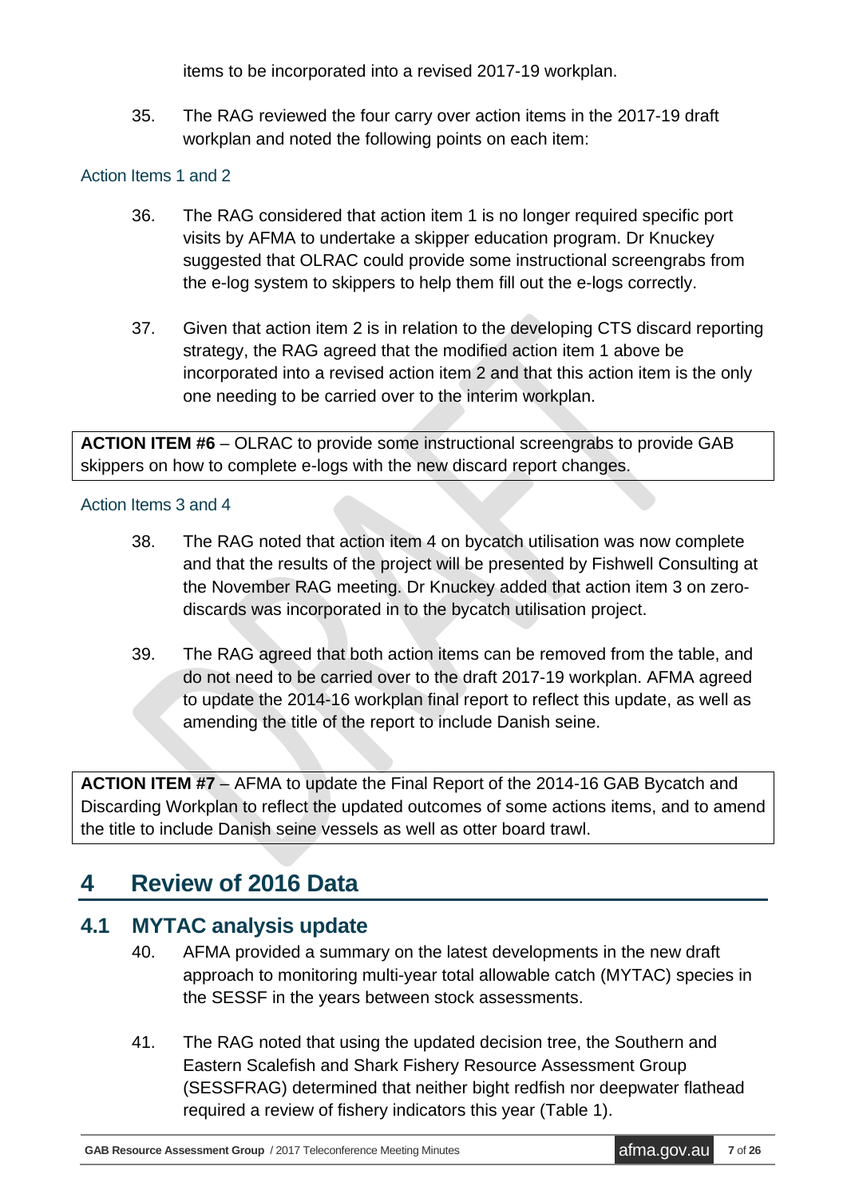items to be incorporated into a revised 2017-19 workplan.

35. The RAG reviewed the four carry over action items in the 2017-19 draft workplan and noted the following points on each item:

### Action Items 1 and 2

36. The RAG considered that action item 1 is no longer required specific port visits by AFMA to undertake a skipper education program. Dr Knuckey suggested that OLRAC could provide some instructional screengrabs from the e-log system to skippers to help them fill out the e-logs correctly.

37. Given that action item 2 is in relation to the developing CTS discard reporting strategy, the RAG agreed that the modified action item 1 above be incorporated into a revised action item 2 and that this action item is the only one needing to be carried over to the interim workplan.

**ACTION ITEM #6** – OLRAC to provide some instructional screengrabs to provide GAB skippers on how to complete e-logs with the new discard report changes.

### Action Items 3 and 4

38. The RAG noted that action item 4 on bycatch utilisation was now complete and that the results of the project will be presented by Fishwell Consulting at the November RAG meeting. Dr Knuckey added that action item 3 on zero-discards was incorporated in to the bycatch utilisation project.

39. The RAG agreed that both action items can be removed from the table, and do not need to be carried over to the draft 2017-19 workplan. AFMA agreed to update the 2014-16 workplan final report to reflect this update, as well as amending the title of the report to include Danish seine.

**ACTION ITEM #7** – AFMA to update the Final Report of the 2014-16 GAB Bycatch and Discarding Workplan to reflect the updated outcomes of some actions items, and to amend the title to include Danish seine vessels as well as otter board trawl.

# 4 Review of 2016 Data

## 4.1 MYTAC analysis update

40. AFMA provided a summary on the latest developments in the new draft approach to monitoring multi-year total allowable catch (MYTAC) species in the SESSF in the years between stock assessments.

41. The RAG noted that using the updated decision tree, the Southern and Eastern Scalefish and Shark Fishery Resource Assessment Group (SESSFRAG) determined that neither bight redfish nor deepwater flathead required a review of fishery indicators this year (Table 1).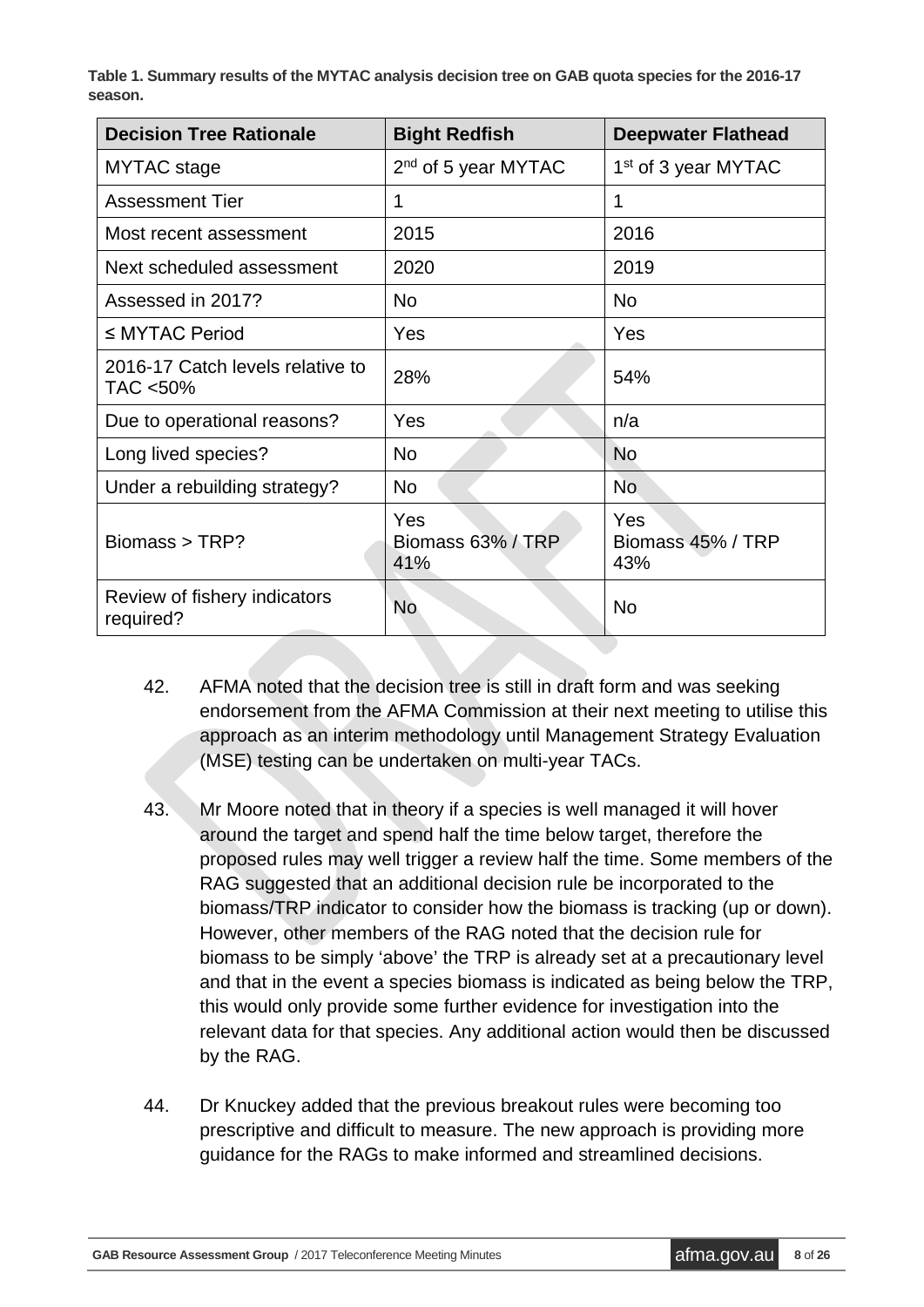**Table 1. Summary results of the MYTAC analysis decision tree on GAB quota species for the 2016-17 season.**

| Decision Tree Rationale | Bight Redfish | Deepwater Flathead |
|---|---|---|
| MYTAC stage | 2nd of 5 year MYTAC | 1st of 3 year MYTAC |
| Assessment Tier | 1 | 1 |
| Most recent assessment | 2015 | 2016 |
| Next scheduled assessment | 2020 | 2019 |
| Assessed in 2017? | No | No |
| ≤ MYTAC Period | Yes | Yes |
| 2016-17 Catch levels relative to TAC <50% | 28% | 54% |
| Due to operational reasons? | Yes | n/a |
| Long lived species? | No | No |
| Under a rebuilding strategy? | No | No |
| Biomass > TRP? | Yes Biomass 63% / TRP 41% | Yes Biomass 45% / TRP 43% |
| Review of fishery indicators required? | No | No |

42. AFMA noted that the decision tree is still in draft form and was seeking endorsement from the AFMA Commission at their next meeting to utilise this approach as an interim methodology until Management Strategy Evaluation (MSE) testing can be undertaken on multi-year TACs.

43. Mr Moore noted that in theory if a species is well managed it will hover around the target and spend half the time below target, therefore the proposed rules may well trigger a review half the time. Some members of the RAG suggested that an additional decision rule be incorporated to the biomass/TRP indicator to consider how the biomass is tracking (up or down). However, other members of the RAG noted that the decision rule for biomass to be simply 'above' the TRP is already set at a precautionary level and that in the event a species biomass is indicated as being below the TRP, this would only provide some further evidence for investigation into the relevant data for that species. Any additional action would then be discussed by the RAG.

44. Dr Knuckey added that the previous breakout rules were becoming too prescriptive and difficult to measure. The new approach is providing more guidance for the RAGs to make informed and streamlined decisions.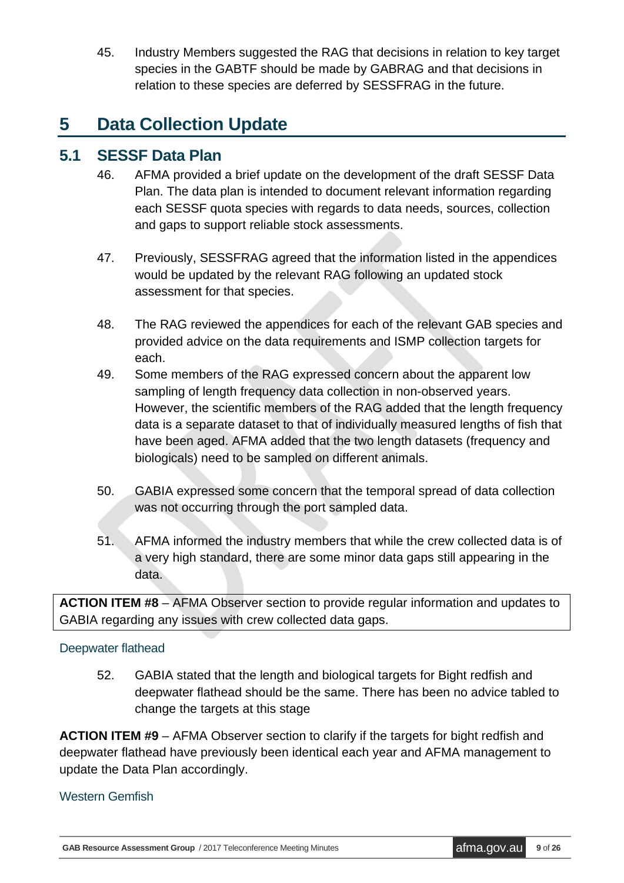45. Industry Members suggested the RAG that decisions in relation to key target species in the GABTF should be made by GABRAG and that decisions in relation to these species are deferred by SESSFRAG in the future.

# 5 Data Collection Update

## 5.1 SESSF Data Plan

46. AFMA provided a brief update on the development of the draft SESSF Data Plan. The data plan is intended to document relevant information regarding each SESSF quota species with regards to data needs, sources, collection and gaps to support reliable stock assessments.

47. Previously, SESSFRAG agreed that the information listed in the appendices would be updated by the relevant RAG following an updated stock assessment for that species.

48. The RAG reviewed the appendices for each of the relevant GAB species and provided advice on the data requirements and ISMP collection targets for each.

49. Some members of the RAG expressed concern about the apparent low sampling of length frequency data collection in non-observed years. However, the scientific members of the RAG added that the length frequency data is a separate dataset to that of individually measured lengths of fish that have been aged. AFMA added that the two length datasets (frequency and biologicals) need to be sampled on different animals.

50. GABIA expressed some concern that the temporal spread of data collection was not occurring through the port sampled data.

51. AFMA informed the industry members that while the crew collected data is of a very high standard, there are some minor data gaps still appearing in the data.

**ACTION ITEM #8** – AFMA Observer section to provide regular information and updates to GABIA regarding any issues with crew collected data gaps.

### Deepwater flathead

52. GABIA stated that the length and biological targets for Bight redfish and deepwater flathead should be the same. There has been no advice tabled to change the targets at this stage

**ACTION ITEM #9** – AFMA Observer section to clarify if the targets for bight redfish and deepwater flathead have previously been identical each year and AFMA management to update the Data Plan accordingly.

### Western Gemfish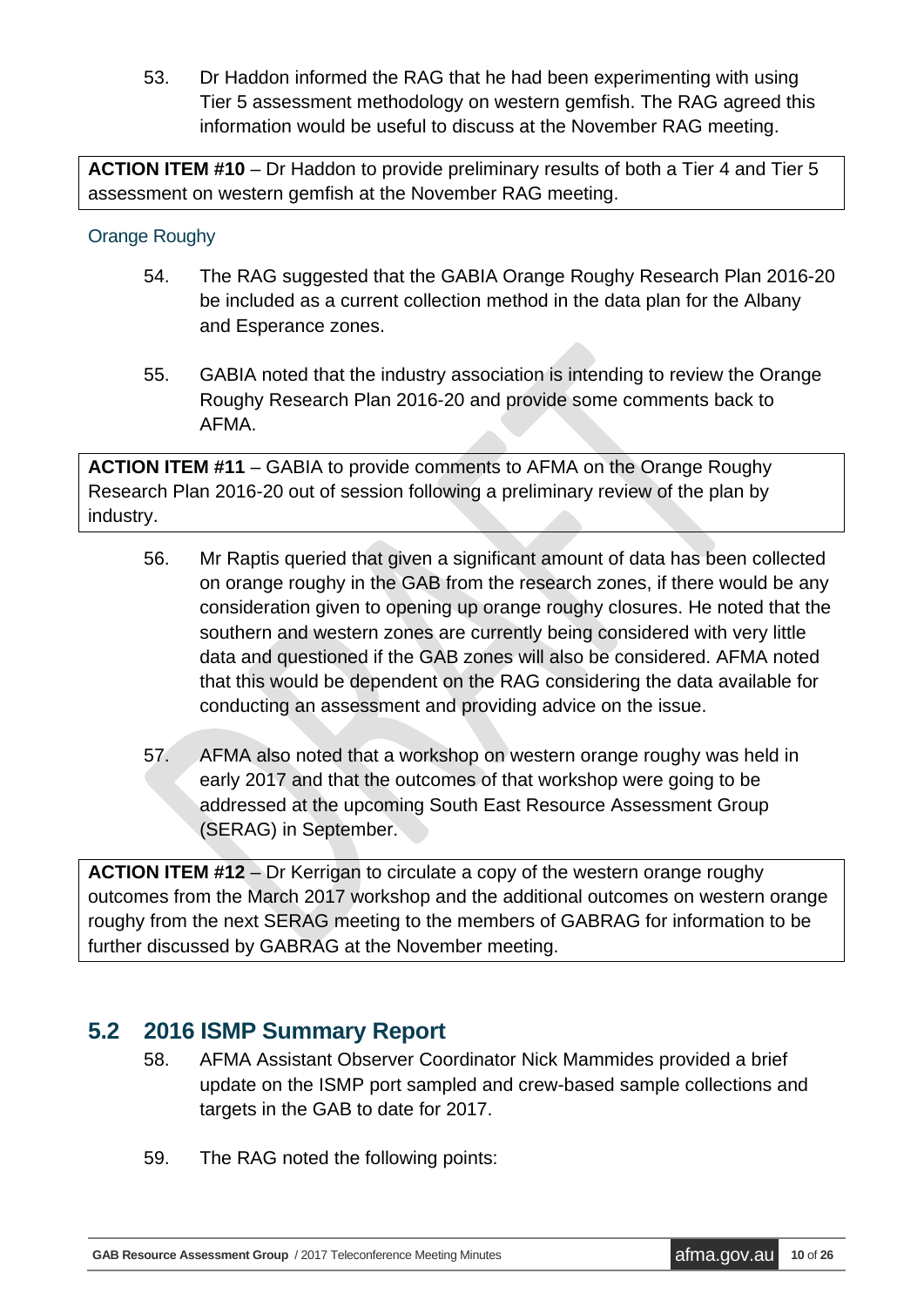53. Dr Haddon informed the RAG that he had been experimenting with using Tier 5 assessment methodology on western gemfish. The RAG agreed this information would be useful to discuss at the November RAG meeting.

**ACTION ITEM #10** – Dr Haddon to provide preliminary results of both a Tier 4 and Tier 5 assessment on western gemfish at the November RAG meeting.

### Orange Roughy

54. The RAG suggested that the GABIA Orange Roughy Research Plan 2016-20 be included as a current collection method in the data plan for the Albany and Esperance zones.

55. GABIA noted that the industry association is intending to review the Orange Roughy Research Plan 2016-20 and provide some comments back to AFMA.

**ACTION ITEM #11** – GABIA to provide comments to AFMA on the Orange Roughy Research Plan 2016-20 out of session following a preliminary review of the plan by industry.

56. Mr Raptis queried that given a significant amount of data has been collected on orange roughy in the GAB from the research zones, if there would be any consideration given to opening up orange roughy closures. He noted that the southern and western zones are currently being considered with very little data and questioned if the GAB zones will also be considered. AFMA noted that this would be dependent on the RAG considering the data available for conducting an assessment and providing advice on the issue.

57. AFMA also noted that a workshop on western orange roughy was held in early 2017 and that the outcomes of that workshop were going to be addressed at the upcoming South East Resource Assessment Group (SERAG) in September.

**ACTION ITEM #12** – Dr Kerrigan to circulate a copy of the western orange roughy outcomes from the March 2017 workshop and the additional outcomes on western orange roughy from the next SERAG meeting to the members of GABRAG for information to be further discussed by GABRAG at the November meeting.

## 5.2 2016 ISMP Summary Report

58. AFMA Assistant Observer Coordinator Nick Mammides provided a brief update on the ISMP port sampled and crew-based sample collections and targets in the GAB to date for 2017.

59. The RAG noted the following points: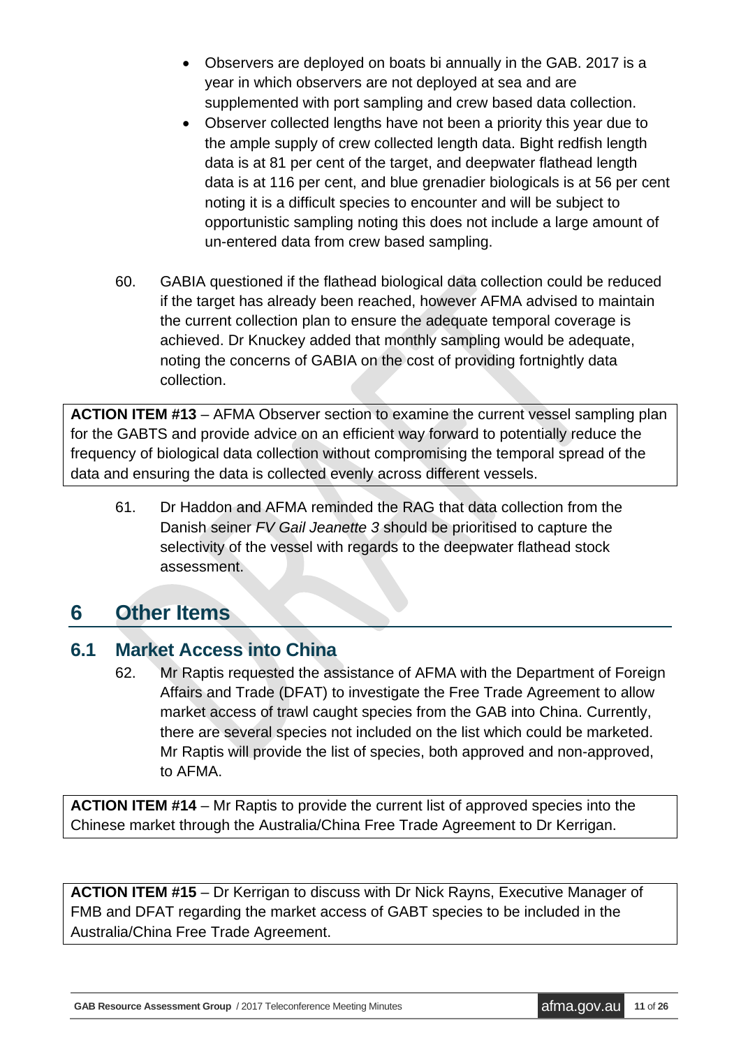- Observers are deployed on boats bi annually in the GAB. 2017 is a year in which observers are not deployed at sea and are supplemented with port sampling and crew based data collection.
- Observer collected lengths have not been a priority this year due to the ample supply of crew collected length data. Bight redfish length data is at 81 per cent of the target, and deepwater flathead length data is at 116 per cent, and blue grenadier biologicals is at 56 per cent noting it is a difficult species to encounter and will be subject to opportunistic sampling noting this does not include a large amount of un-entered data from crew based sampling.

60. GABIA questioned if the flathead biological data collection could be reduced if the target has already been reached, however AFMA advised to maintain the current collection plan to ensure the adequate temporal coverage is achieved. Dr Knuckey added that monthly sampling would be adequate, noting the concerns of GABIA on the cost of providing fortnightly data collection.

**ACTION ITEM #13** – AFMA Observer section to examine the current vessel sampling plan for the GABTS and provide advice on an efficient way forward to potentially reduce the frequency of biological data collection without compromising the temporal spread of the data and ensuring the data is collected evenly across different vessels.

61. Dr Haddon and AFMA reminded the RAG that data collection from the Danish seiner *FV Gail Jeanette 3* should be prioritised to capture the selectivity of the vessel with regards to the deepwater flathead stock assessment.

# 6 Other Items

## 6.1 Market Access into China

62. Mr Raptis requested the assistance of AFMA with the Department of Foreign Affairs and Trade (DFAT) to investigate the Free Trade Agreement to allow market access of trawl caught species from the GAB into China. Currently, there are several species not included on the list which could be marketed. Mr Raptis will provide the list of species, both approved and non-approved, to AFMA.

**ACTION ITEM #14** – Mr Raptis to provide the current list of approved species into the Chinese market through the Australia/China Free Trade Agreement to Dr Kerrigan.

**ACTION ITEM #15** – Dr Kerrigan to discuss with Dr Nick Rayns, Executive Manager of FMB and DFAT regarding the market access of GABT species to be included in the Australia/China Free Trade Agreement.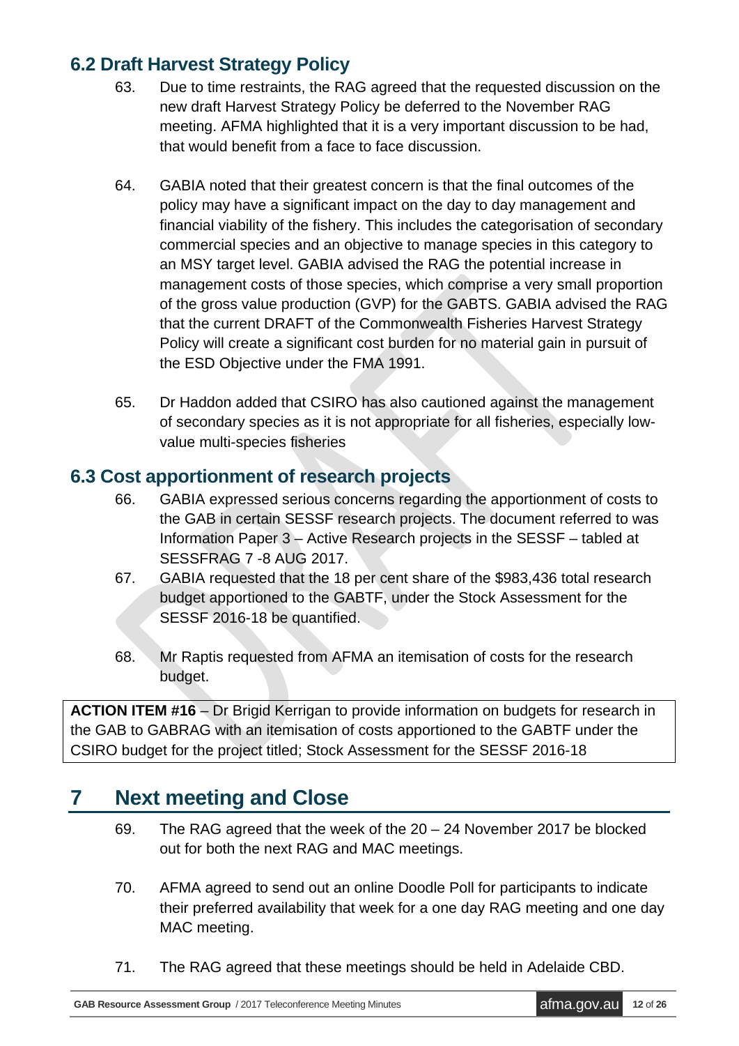## 6.2 Draft Harvest Strategy Policy

63. Due to time restraints, the RAG agreed that the requested discussion on the new draft Harvest Strategy Policy be deferred to the November RAG meeting. AFMA highlighted that it is a very important discussion to be had, that would benefit from a face to face discussion.

64. GABIA noted that their greatest concern is that the final outcomes of the policy may have a significant impact on the day to day management and financial viability of the fishery. This includes the categorisation of secondary commercial species and an objective to manage species in this category to an MSY target level. GABIA advised the RAG the potential increase in management costs of those species, which comprise a very small proportion of the gross value production (GVP) for the GABTS. GABIA advised the RAG that the current DRAFT of the Commonwealth Fisheries Harvest Strategy Policy will create a significant cost burden for no material gain in pursuit of the ESD Objective under the FMA 1991.

65. Dr Haddon added that CSIRO has also cautioned against the management of secondary species as it is not appropriate for all fisheries, especially low-value multi-species fisheries

## 6.3 Cost apportionment of research projects

66. GABIA expressed serious concerns regarding the apportionment of costs to the GAB in certain SESSF research projects. The document referred to was Information Paper 3 – Active Research projects in the SESSF – tabled at SESSFRAG 7 -8 AUG 2017.

67. GABIA requested that the 18 per cent share of the $983,436 total research budget apportioned to the GABTF, under the Stock Assessment for the SESSF 2016-18 be quantified.

68. Mr Raptis requested from AFMA an itemisation of costs for the research budget.

**ACTION ITEM #16** – Dr Brigid Kerrigan to provide information on budgets for research in the GAB to GABRAG with an itemisation of costs apportioned to the GABTF under the CSIRO budget for the project titled; Stock Assessment for the SESSF 2016-18

# 7 Next meeting and Close

69. The RAG agreed that the week of the 20 – 24 November 2017 be blocked out for both the next RAG and MAC meetings.

70. AFMA agreed to send out an online Doodle Poll for participants to indicate their preferred availability that week for a one day RAG meeting and one day MAC meeting.

71. The RAG agreed that these meetings should be held in Adelaide CBD.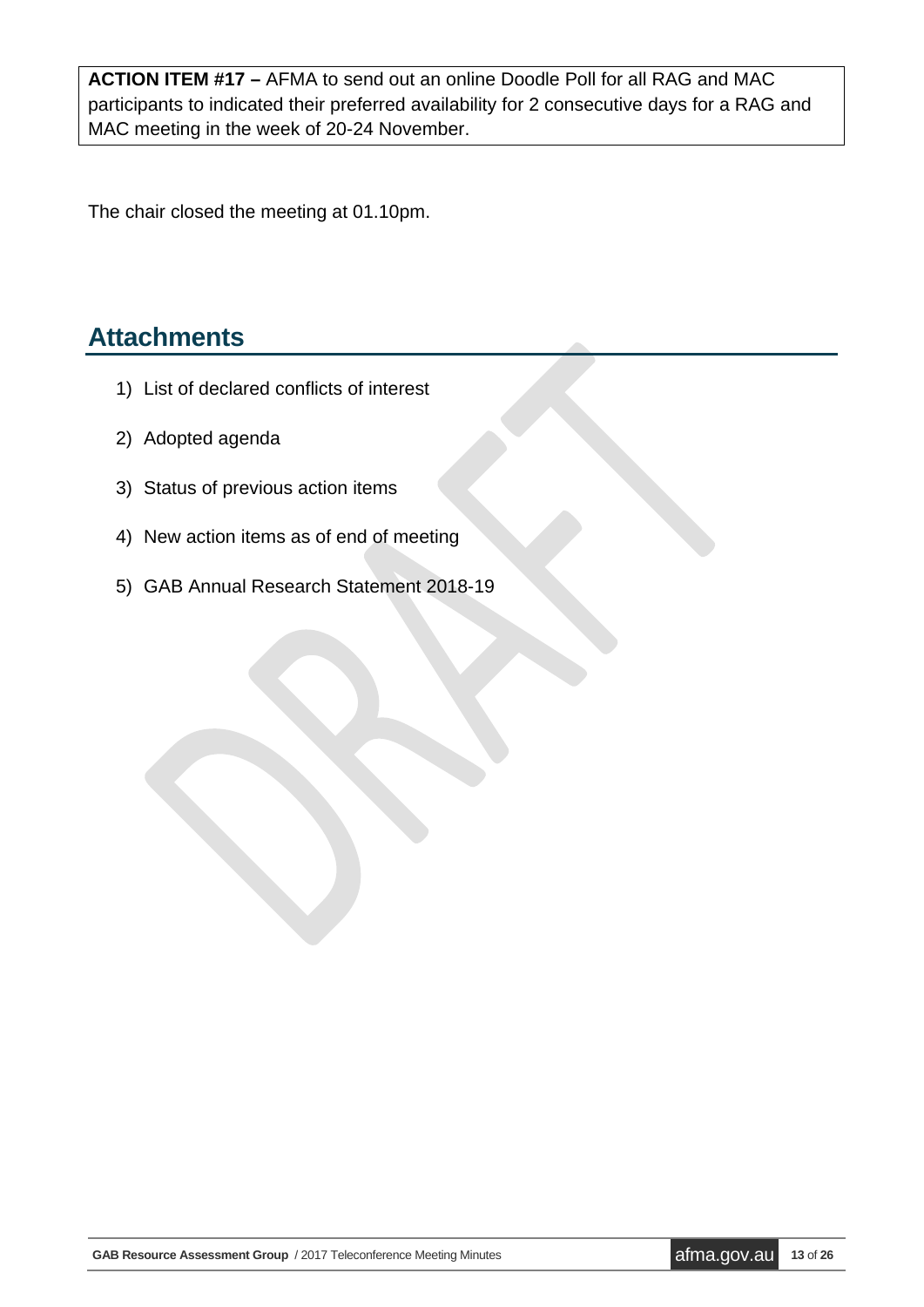**ACTION ITEM #17 –** AFMA to send out an online Doodle Poll for all RAG and MAC participants to indicated their preferred availability for 2 consecutive days for a RAG and MAC meeting in the week of 20-24 November.

The chair closed the meeting at 01.10pm.

## Attachments

1) List of declared conflicts of interest
2) Adopted agenda
3) Status of previous action items
4) New action items as of end of meeting
5) GAB Annual Research Statement 2018-19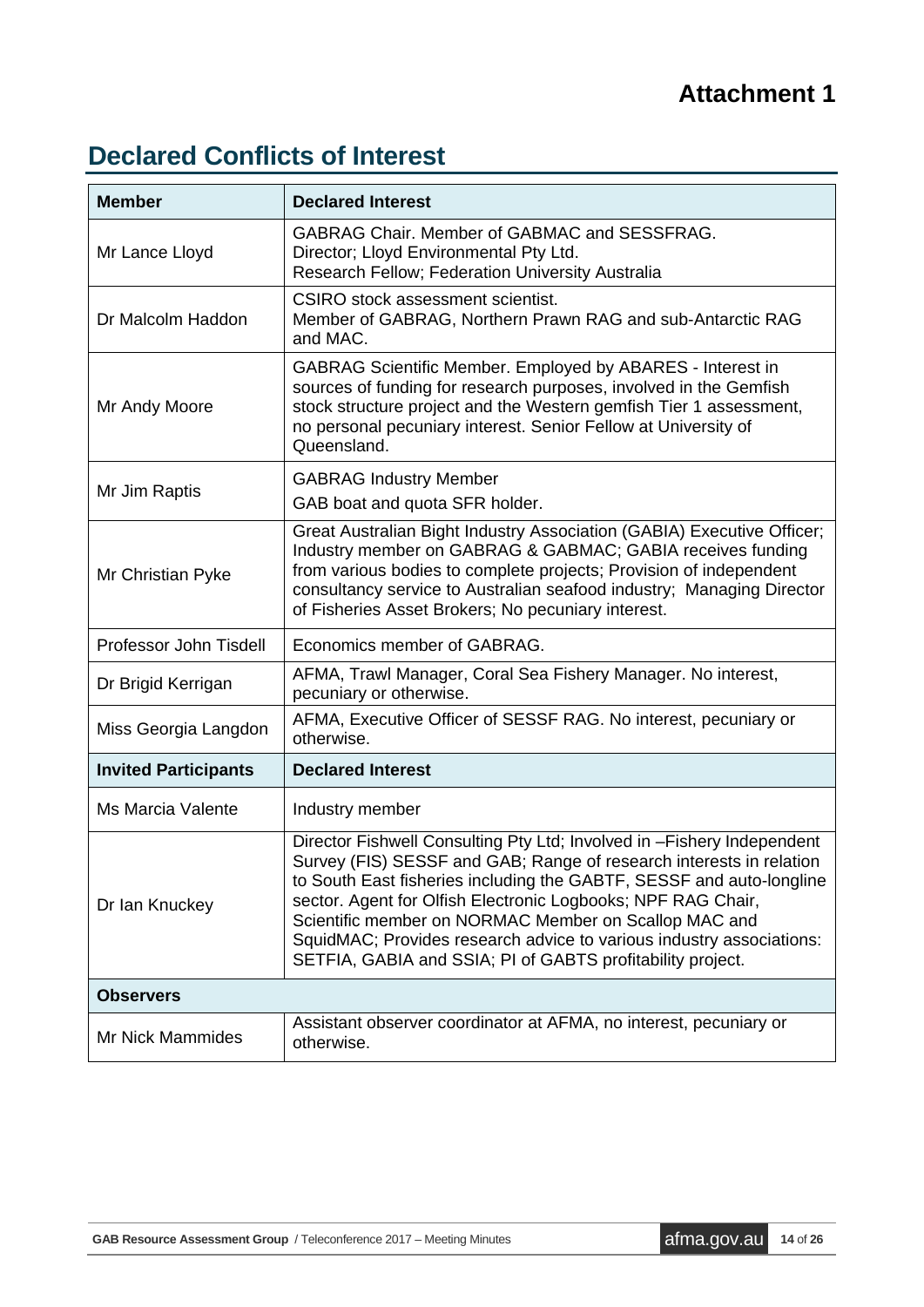# Attachment 1

## Declared Conflicts of Interest

| Member | Declared Interest |
|---|---|
| Mr Lance Lloyd | GABRAG Chair. Member of GABMAC and SESSFRAG.<br>Director; Lloyd Environmental Pty Ltd.<br>Research Fellow; Federation University Australia |
| Dr Malcolm Haddon | CSIRO stock assessment scientist.<br>Member of GABRAG, Northern Prawn RAG and sub-Antarctic RAG and MAC. |
| Mr Andy Moore | GABRAG Scientific Member. Employed by ABARES - Interest in sources of funding for research purposes, involved in the Gemfish stock structure project and the Western gemfish Tier 1 assessment, no personal pecuniary interest. Senior Fellow at University of Queensland. |
| Mr Jim Raptis | GABRAG Industry Member<br>GAB boat and quota SFR holder. |
| Mr Christian Pyke | Great Australian Bight Industry Association (GABIA) Executive Officer; Industry member on GABRAG & GABMAC; GABIA receives funding from various bodies to complete projects; Provision of independent consultancy service to Australian seafood industry; Managing Director of Fisheries Asset Brokers; No pecuniary interest. |
| Professor John Tisdell | Economics member of GABRAG. |
| Dr Brigid Kerrigan | AFMA, Trawl Manager, Coral Sea Fishery Manager. No interest, pecuniary or otherwise. |
| Miss Georgia Langdon | AFMA, Executive Officer of SESSF RAG. No interest, pecuniary or otherwise. |
| **Invited Participants** | **Declared Interest** |
| Ms Marcia Valente | Industry member |
| Dr Ian Knuckey | Director Fishwell Consulting Pty Ltd; Involved in –Fishery Independent Survey (FIS) SESSF and GAB; Range of research interests in relation to South East fisheries including the GABTF, SESSF and auto-longline sector. Agent for Olfish Electronic Logbooks; NPF RAG Chair, Scientific member on NORMAC Member on Scallop MAC and SquidMAC; Provides research advice to various industry associations: SETFIA, GABIA and SSIA; PI of GABTS profitability project. |
| **Observers** | |
| Mr Nick Mammides | Assistant observer coordinator at AFMA, no interest, pecuniary or otherwise. |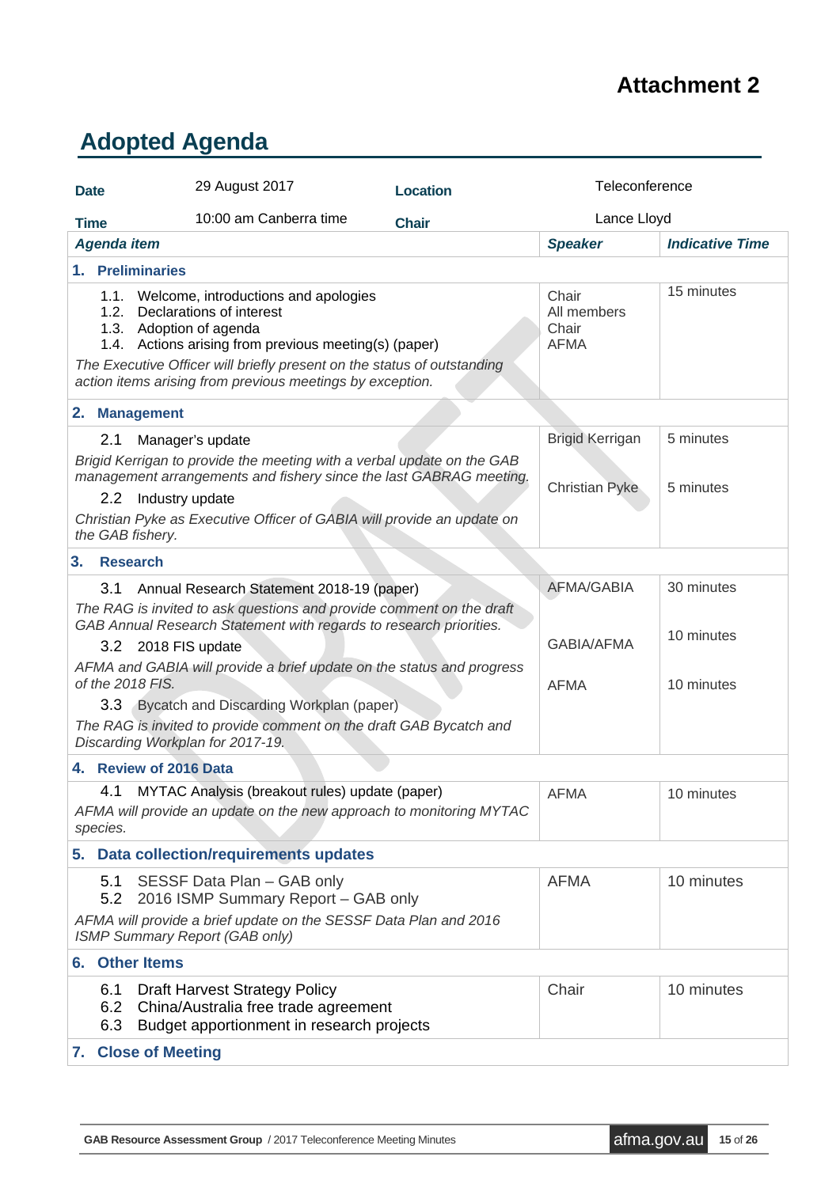# Attachment 2

## Adopted Agenda

| | | | |
|---|---|---|---|
| **Date** | 29 August 2017 | **Location** | Teleconference |
| **Time** | 10:00 am Canberra time | **Chair** | Lance Lloyd |

| *Agenda item* | *Speaker* | *Indicative Time* |
|---|---|---|
| **1. Preliminaries** | | |
| 1.1. Welcome, introductions and apologies<br>1.2. Declarations of interest<br>1.3. Adoption of agenda<br>1.4. Actions arising from previous meeting(s) (paper)<br>*The Executive Officer will briefly present on the status of outstanding action items arising from previous meetings by exception.* | Chair<br>All members<br>Chair<br>AFMA | 15 minutes |
| **2. Management** | | |
| 2.1 Manager's update<br>*Brigid Kerrigan to provide the meeting with a verbal update on the GAB management arrangements and fishery since the last GABRAG meeting.* | Brigid Kerrigan | 5 minutes |
| 2.2 Industry update<br>*Christian Pyke as Executive Officer of GABIA will provide an update on the GAB fishery.* | Christian Pyke | 5 minutes |
| **3. Research** | | |
| 3.1 Annual Research Statement 2018-19 (paper)<br>*The RAG is invited to ask questions and provide comment on the draft GAB Annual Research Statement with regards to research priorities.* | AFMA/GABIA | 30 minutes |
| 3.2 2018 FIS update<br>*AFMA and GABIA will provide a brief update on the status and progress of the 2018 FIS.* | GABIA/AFMA | 10 minutes |
| 3.3 Bycatch and Discarding Workplan (paper)<br>*The RAG is invited to provide comment on the draft GAB Bycatch and Discarding Workplan for 2017-19.* | AFMA | 10 minutes |
| **4. Review of 2016 Data** | | |
| 4.1 MYTAC Analysis (breakout rules) update (paper)<br>*AFMA will provide an update on the new approach to monitoring MYTAC species.* | AFMA | 10 minutes |
| **5. Data collection/requirements updates** | | |
| 5.1 SESSF Data Plan – GAB only<br>5.2 2016 ISMP Summary Report – GAB only<br>*AFMA will provide a brief update on the SESSF Data Plan and 2016 ISMP Summary Report (GAB only)* | AFMA | 10 minutes |
| **6. Other Items** | | |
| 6.1 Draft Harvest Strategy Policy<br>6.2 China/Australia free trade agreement<br>6.3 Budget apportionment in research projects | Chair | 10 minutes |
| **7. Close of Meeting** | | |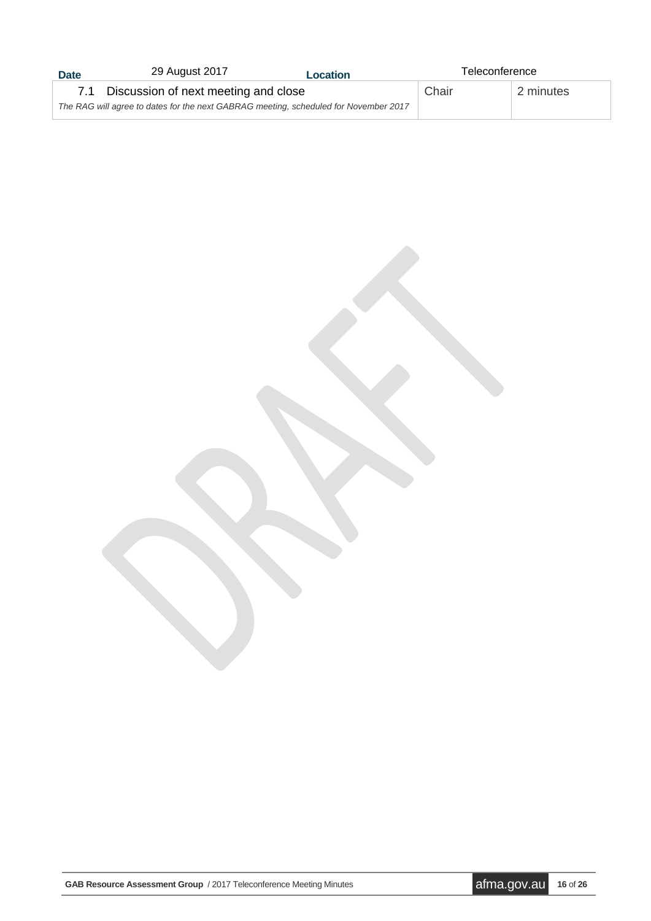| 7.1 Discussion of next meeting and close | Chair | 2 minutes |
| --- | --- | --- |
| *The RAG will agree to dates for the next GABRAG meeting, scheduled for November 2017* | | |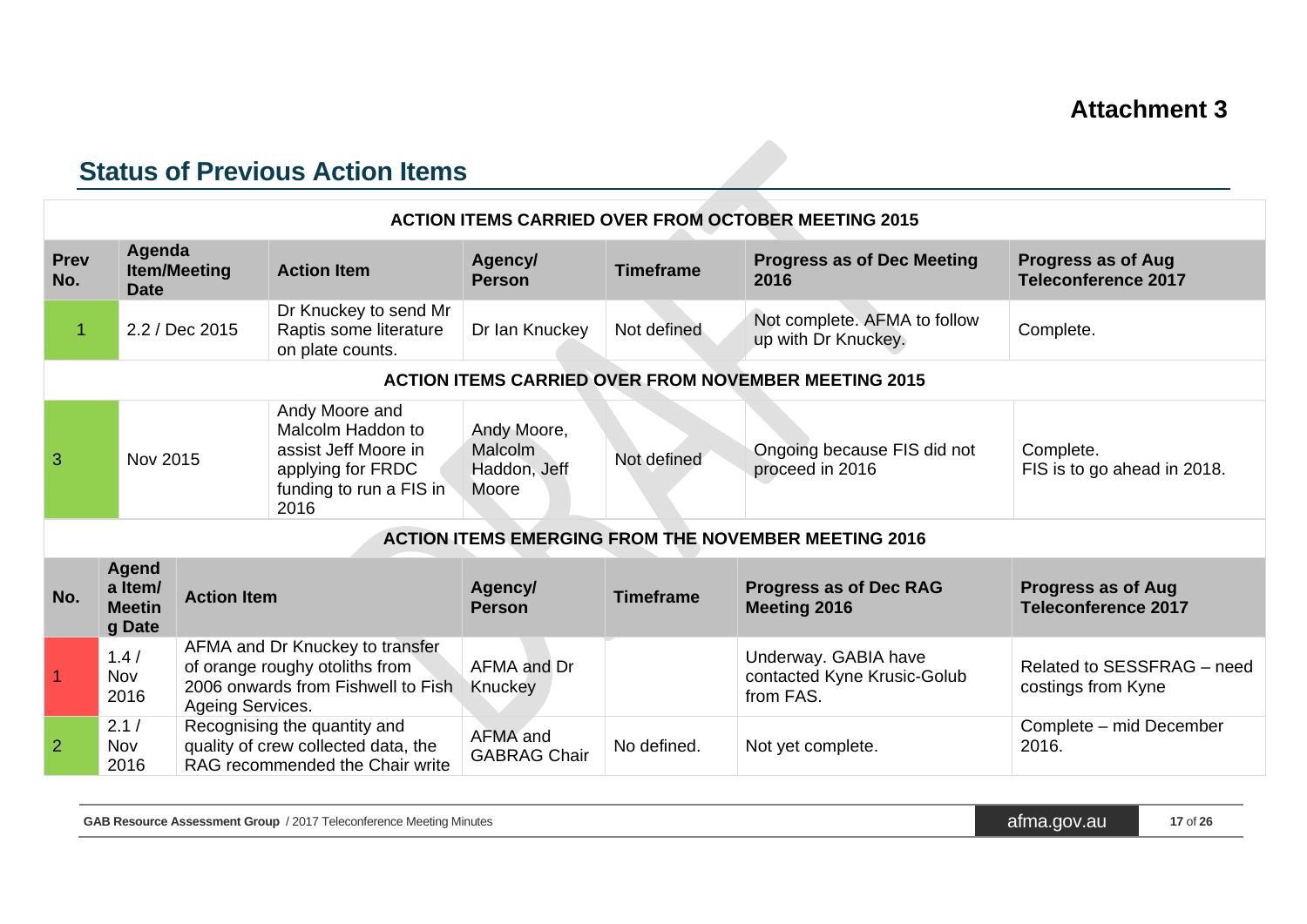**Attachment 3**

## Status of Previous Action Items

| Prev No. | Agenda Item/Meeting Date | Action Item | Agency/ Person | Timeframe | Progress as of Dec Meeting 2016 | Progress as of Aug Teleconference 2017 |
|---|---|---|---|---|---|---|
| **ACTION ITEMS CARRIED OVER FROM OCTOBER MEETING 2015** | | | | | | |
| 1 | 2.2 / Dec 2015 | Dr Knuckey to send Mr Raptis some literature on plate counts. | Dr Ian Knuckey | Not defined | Not complete. AFMA to follow up with Dr Knuckey. | Complete. |
| **ACTION ITEMS CARRIED OVER FROM NOVEMBER MEETING 2015** | | | | | | |
| 3 | Nov 2015 | Andy Moore and Malcolm Haddon to assist Jeff Moore in applying for FRDC funding to run a FIS in 2016 | Andy Moore, Malcolm Haddon, Jeff Moore | Not defined | Ongoing because FIS did not proceed in 2016 | Complete. FIS is to go ahead in 2018. |

**ACTION ITEMS EMERGING FROM THE NOVEMBER MEETING 2016**

| No. | Agenda Item/ Meeting Date | Action Item | Agency/ Person | Timeframe | Progress as of Dec RAG Meeting 2016 | Progress as of Aug Teleconference 2017 |
|---|---|---|---|---|---|---|
| 1 | 1.4 / Nov 2016 | AFMA and Dr Knuckey to transfer of orange roughy otoliths from 2006 onwards from Fishwell to Fish Ageing Services. | AFMA and Dr Knuckey | | Underway. GABIA have contacted Kyne Krusic-Golub from FAS. | Related to SESSFRAG – need costings from Kyne |
| 2 | 2.1 / Nov 2016 | Recognising the quantity and quality of crew collected data, the RAG recommended the Chair write | AFMA and GABRAG Chair | No defined. | Not yet complete. | Complete – mid December 2016. |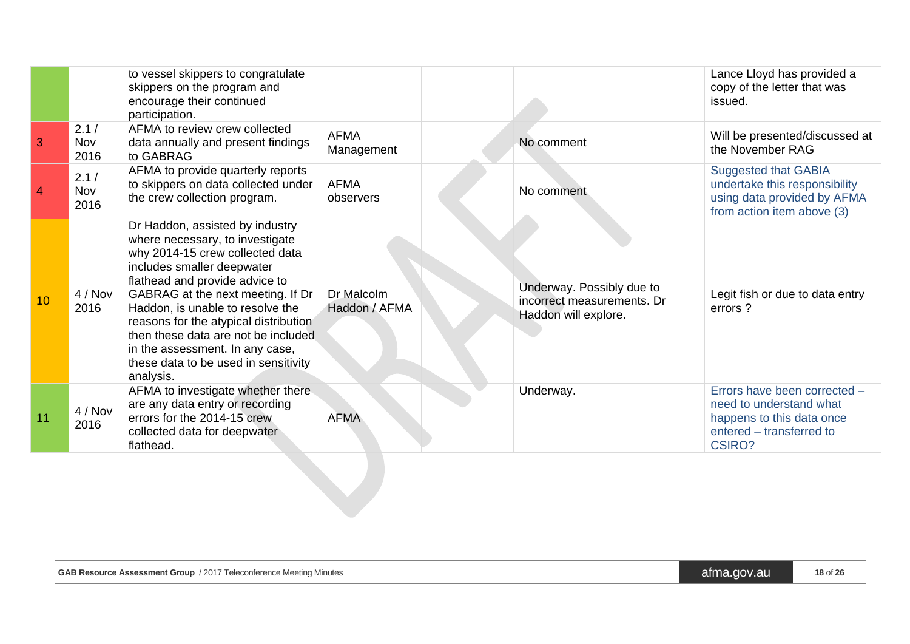| | | | | | | |
|---|---|---|---|---|---|---|
| | | to vessel skippers to congratulate skippers on the program and encourage their continued participation. | | | | Lance Lloyd has provided a copy of the letter that was issued. |
| 3 | 2.1 / Nov 2016 | AFMA to review crew collected data annually and present findings to GABRAG | AFMA Management | | No comment | Will be presented/discussed at the November RAG |
| 4 | 2.1 / Nov 2016 | AFMA to provide quarterly reports to skippers on data collected under the crew collection program. | AFMA observers | | No comment | Suggested that GABIA undertake this responsibility using data provided by AFMA from action item above (3) |
| 10 | 4 / Nov 2016 | Dr Haddon, assisted by industry where necessary, to investigate why 2014-15 crew collected data includes smaller deepwater flathead and provide advice to GABRAG at the next meeting. If Dr Haddon, is unable to resolve the reasons for the atypical distribution then these data are not be included in the assessment. In any case, these data to be used in sensitivity analysis. | Dr Malcolm Haddon / AFMA | | Underway. Possibly due to incorrect measurements. Dr Haddon will explore. | Legit fish or due to data entry errors ? |
| 11 | 4 / Nov 2016 | AFMA to investigate whether there are any data entry or recording errors for the 2014-15 crew collected data for deepwater flathead. | AFMA | | Underway. | Errors have been corrected – need to understand what happens to this data once entered – transferred to CSIRO? |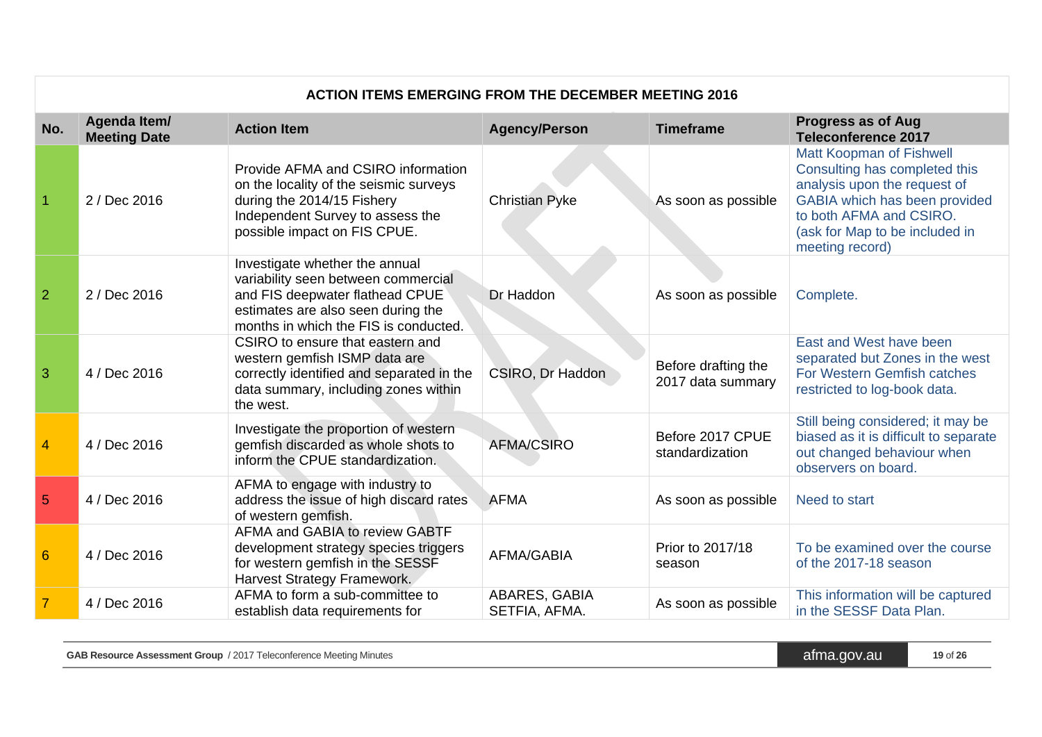**ACTION ITEMS EMERGING FROM THE DECEMBER MEETING 2016**

| No. | Agenda Item/ Meeting Date | Action Item | Agency/Person | Timeframe | Progress as of Aug Teleconference 2017 |
|---|---|---|---|---|---|
| 1 | 2 / Dec 2016 | Provide AFMA and CSIRO information on the locality of the seismic surveys during the 2014/15 Fishery Independent Survey to assess the possible impact on FIS CPUE. | Christian Pyke | As soon as possible | Matt Koopman of Fishwell Consulting has completed this analysis upon the request of GABIA which has been provided to both AFMA and CSIRO. (ask for Map to be included in meeting record) |
| 2 | 2 / Dec 2016 | Investigate whether the annual variability seen between commercial and FIS deepwater flathead CPUE estimates are also seen during the months in which the FIS is conducted. | Dr Haddon | As soon as possible | Complete. |
| 3 | 4 / Dec 2016 | CSIRO to ensure that eastern and western gemfish ISMP data are correctly identified and separated in the data summary, including zones within the west. | CSIRO, Dr Haddon | Before drafting the 2017 data summary | East and West have been separated but Zones in the west For Western Gemfish catches restricted to log-book data. |
| 4 | 4 / Dec 2016 | Investigate the proportion of western gemfish discarded as whole shots to inform the CPUE standardization. | AFMA/CSIRO | Before 2017 CPUE standardization | Still being considered; it may be biased as it is difficult to separate out changed behaviour when observers on board. |
| 5 | 4 / Dec 2016 | AFMA to engage with industry to address the issue of high discard rates of western gemfish. | AFMA | As soon as possible | Need to start |
| 6 | 4 / Dec 2016 | AFMA and GABIA to review GABTF development strategy species triggers for western gemfish in the SESSF Harvest Strategy Framework. | AFMA/GABIA | Prior to 2017/18 season | To be examined over the course of the 2017-18 season |
| 7 | 4 / Dec 2016 | AFMA to form a sub-committee to establish data requirements for | ABARES, GABIA SETFIA, AFMA. | As soon as possible | This information will be captured in the SESSF Data Plan. |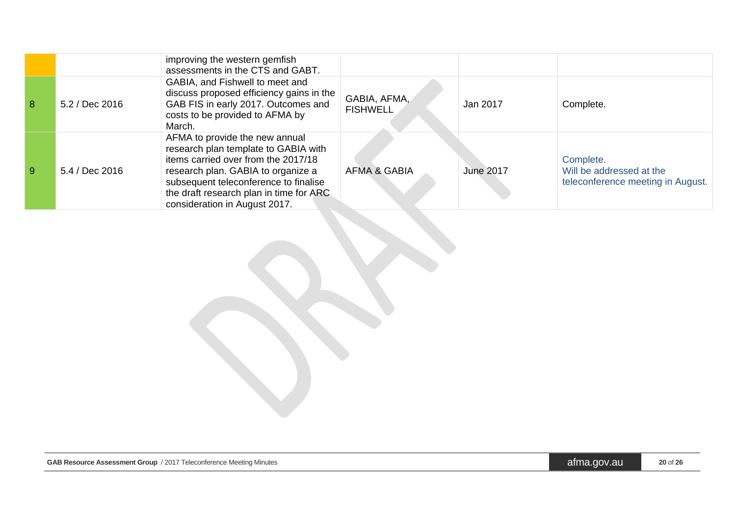| | | | | | |
|---|---|---|---|---|---|
| | | improving the western gemfish assessments in the CTS and GABT. | | | |
| 8 | 5.2 / Dec 2016 | GABIA, and Fishwell to meet and discuss proposed efficiency gains in the GAB FIS in early 2017. Outcomes and costs to be provided to AFMA by March. | GABIA, AFMA, FISHWELL | Jan 2017 | Complete. |
| 9 | 5.4 / Dec 2016 | AFMA to provide the new annual research plan template to GABIA with items carried over from the 2017/18 research plan. GABIA to organize a subsequent teleconference to finalise the draft research plan in time for ARC consideration in August 2017. | AFMA & GABIA | June 2017 | Complete.<br>Will be addressed at the teleconference meeting in August. |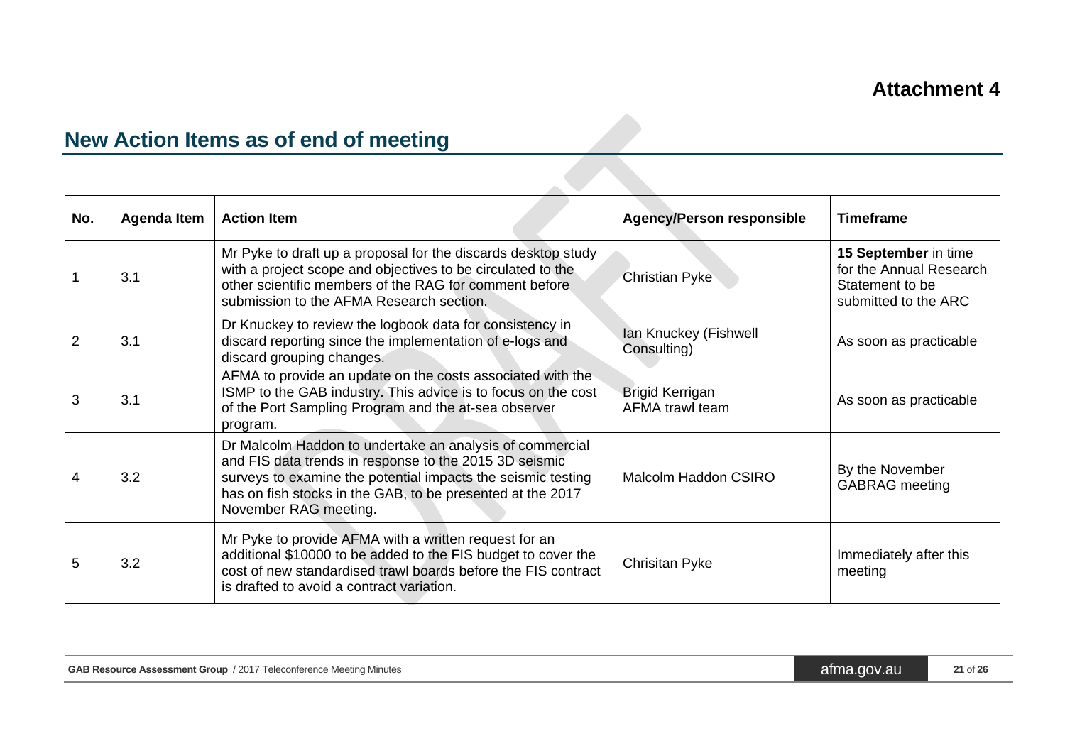**Attachment 4**

## New Action Items as of end of meeting

| No. | Agenda Item | Action Item | Agency/Person responsible | Timeframe |
|---|---|---|---|---|
| 1 | 3.1 | Mr Pyke to draft up a proposal for the discards desktop study with a project scope and objectives to be circulated to the other scientific members of the RAG for comment before submission to the AFMA Research section. | Christian Pyke | **15 September** in time for the Annual Research Statement to be submitted to the ARC |
| 2 | 3.1 | Dr Knuckey to review the logbook data for consistency in discard reporting since the implementation of e-logs and discard grouping changes. | Ian Knuckey (Fishwell Consulting) | As soon as practicable |
| 3 | 3.1 | AFMA to provide an update on the costs associated with the ISMP to the GAB industry. This advice is to focus on the cost of the Port Sampling Program and the at-sea observer program. | Brigid Kerrigan<br>AFMA trawl team | As soon as practicable |
| 4 | 3.2 | Dr Malcolm Haddon to undertake an analysis of commercial and FIS data trends in response to the 2015 3D seismic surveys to examine the potential impacts the seismic testing has on fish stocks in the GAB, to be presented at the 2017 November RAG meeting. | Malcolm Haddon CSIRO | By the November GABRAG meeting |
| 5 | 3.2 | Mr Pyke to provide AFMA with a written request for an additional $10000 to be added to the FIS budget to cover the cost of new standardised trawl boards before the FIS contract is drafted to avoid a contract variation. | Chrisitan Pyke | Immediately after this meeting |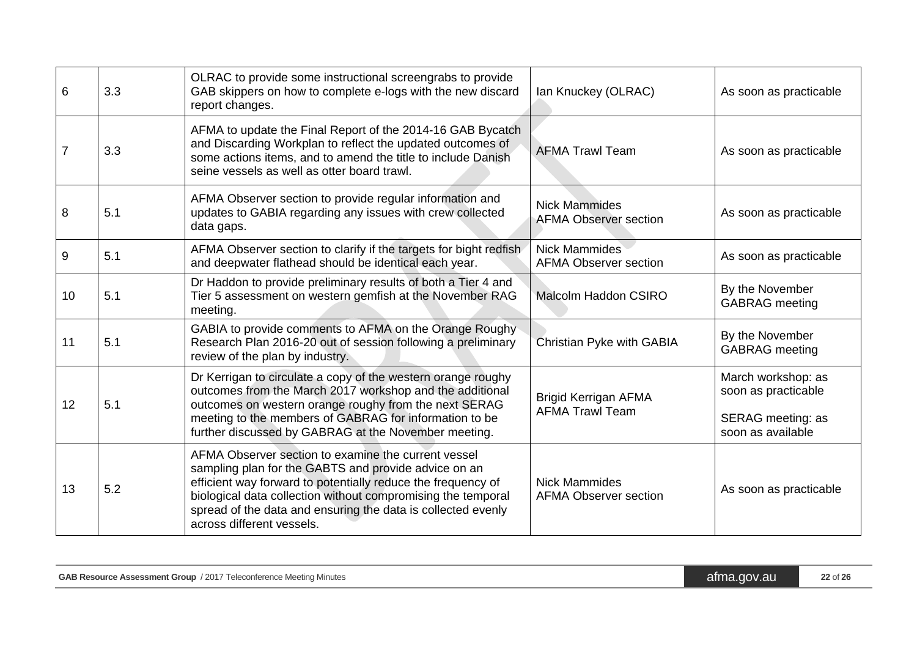| 6 | 3.3 | OLRAC to provide some instructional screengrabs to provide GAB skippers on how to complete e-logs with the new discard report changes. | Ian Knuckey (OLRAC) | As soon as practicable |
|---|---|---|---|---|
| 7 | 3.3 | AFMA to update the Final Report of the 2014-16 GAB Bycatch and Discarding Workplan to reflect the updated outcomes of some actions items, and to amend the title to include Danish seine vessels as well as otter board trawl. | AFMA Trawl Team | As soon as practicable |
| 8 | 5.1 | AFMA Observer section to provide regular information and updates to GABIA regarding any issues with crew collected data gaps. | Nick Mammides AFMA Observer section | As soon as practicable |
| 9 | 5.1 | AFMA Observer section to clarify if the targets for bight redfish and deepwater flathead should be identical each year. | Nick Mammides AFMA Observer section | As soon as practicable |
| 10 | 5.1 | Dr Haddon to provide preliminary results of both a Tier 4 and Tier 5 assessment on western gemfish at the November RAG meeting. | Malcolm Haddon CSIRO | By the November GABRAG meeting |
| 11 | 5.1 | GABIA to provide comments to AFMA on the Orange Roughy Research Plan 2016-20 out of session following a preliminary review of the plan by industry. | Christian Pyke with GABIA | By the November GABRAG meeting |
| 12 | 5.1 | Dr Kerrigan to circulate a copy of the western orange roughy outcomes from the March 2017 workshop and the additional outcomes on western orange roughy from the next SERAG meeting to the members of GABRAG for information to be further discussed by GABRAG at the November meeting. | Brigid Kerrigan AFMA AFMA Trawl Team | March workshop: as soon as practicable<br><br>SERAG meeting: as soon as available |
| 13 | 5.2 | AFMA Observer section to examine the current vessel sampling plan for the GABTS and provide advice on an efficient way forward to potentially reduce the frequency of biological data collection without compromising the temporal spread of the data and ensuring the data is collected evenly across different vessels. | Nick Mammides AFMA Observer section | As soon as practicable |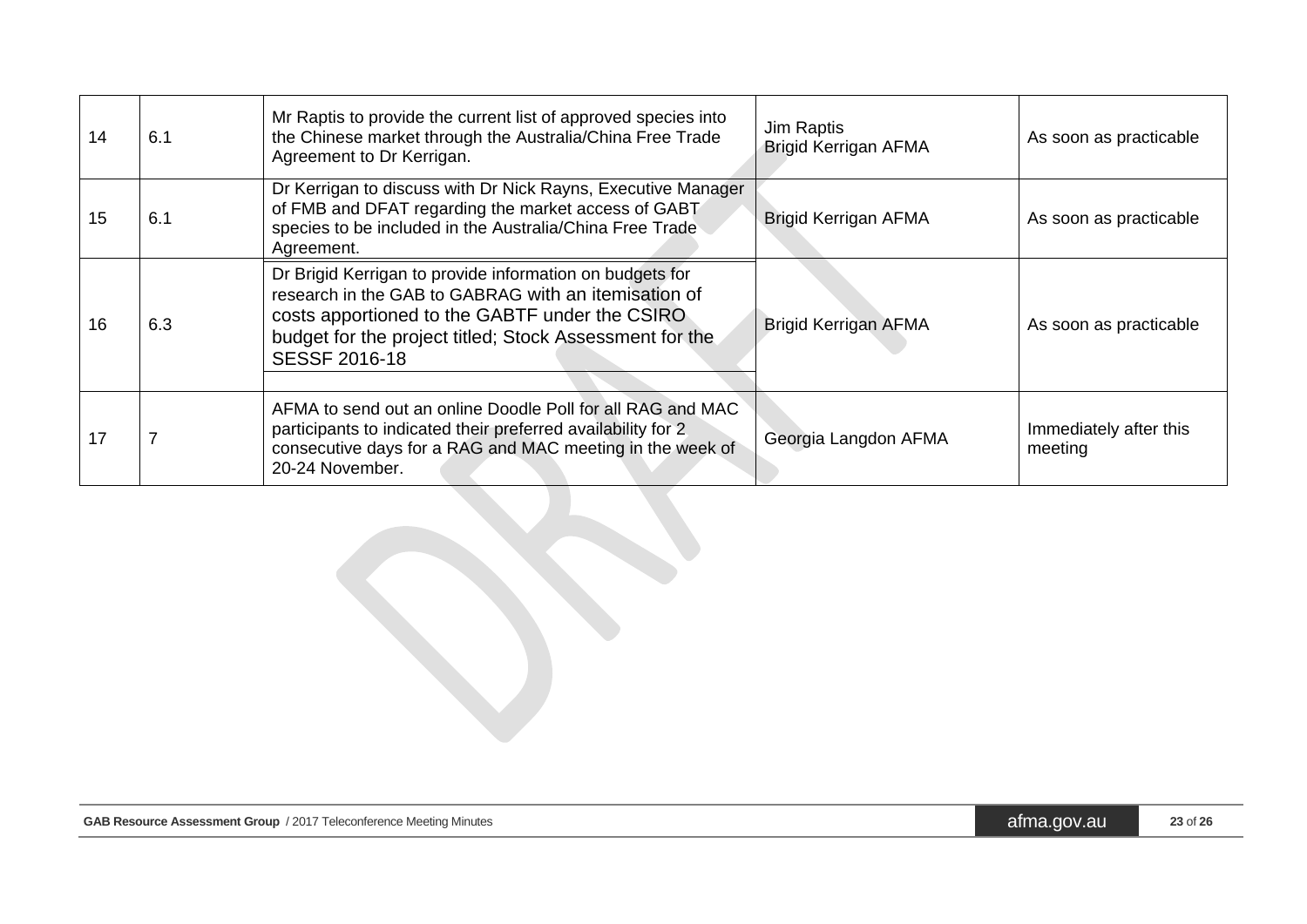| 14 | 6.1 | Mr Raptis to provide the current list of approved species into the Chinese market through the Australia/China Free Trade Agreement to Dr Kerrigan. | Jim Raptis<br>Brigid Kerrigan AFMA | As soon as practicable |
|---|---|---|---|---|
| 15 | 6.1 | Dr Kerrigan to discuss with Dr Nick Rayns, Executive Manager of FMB and DFAT regarding the market access of GABT species to be included in the Australia/China Free Trade Agreement. | Brigid Kerrigan AFMA | As soon as practicable |
| 16 | 6.3 | Dr Brigid Kerrigan to provide information on budgets for research in the GAB to GABRAG with an itemisation of costs apportioned to the GABTF under the CSIRO budget for the project titled; Stock Assessment for the SESSF 2016-18 | Brigid Kerrigan AFMA | As soon as practicable |
| 17 | 7 | AFMA to send out an online Doodle Poll for all RAG and MAC participants to indicated their preferred availability for 2 consecutive days for a RAG and MAC meeting in the week of 20-24 November. | Georgia Langdon AFMA | Immediately after this meeting |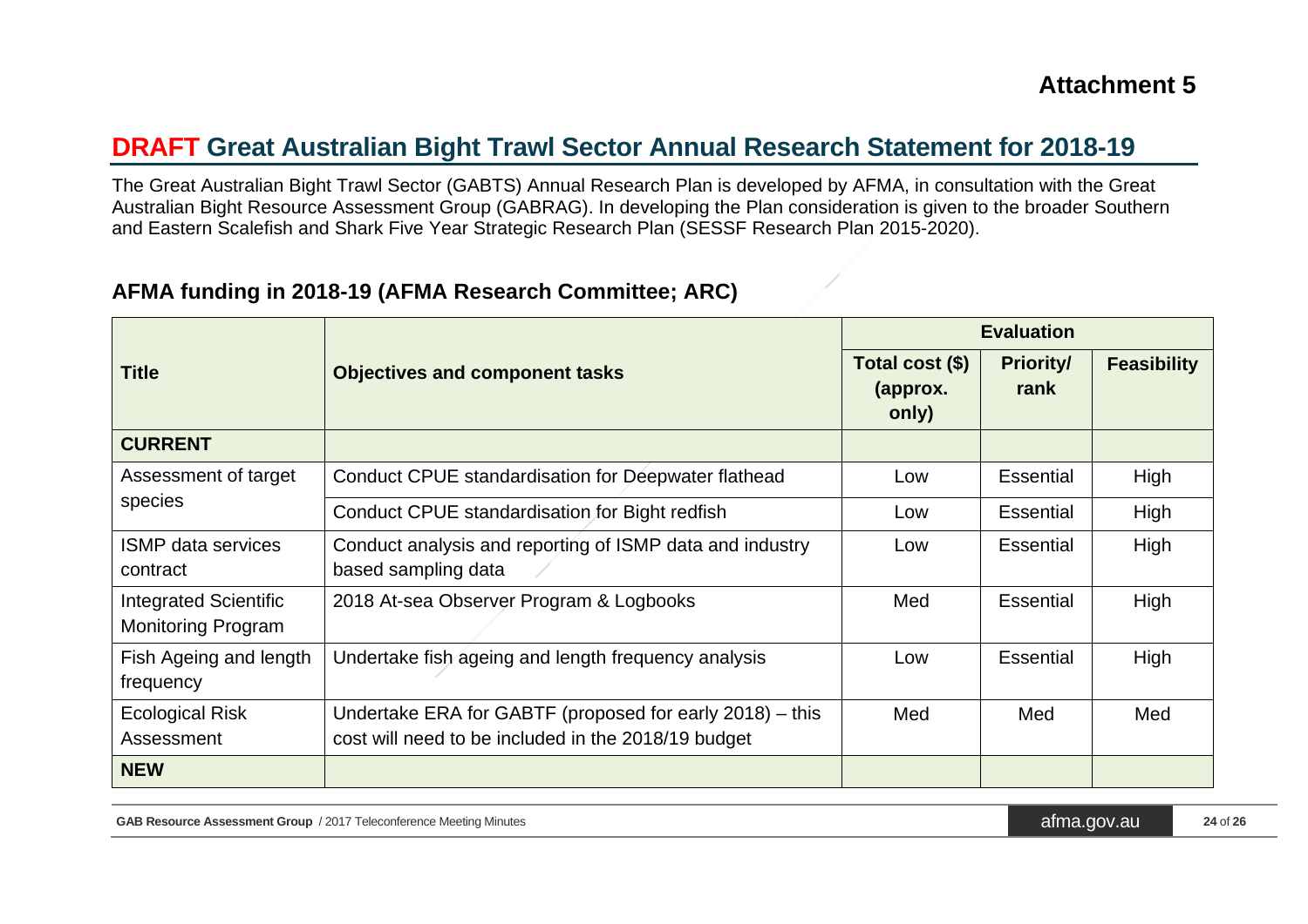# Attachment 5

## DRAFT Great Australian Bight Trawl Sector Annual Research Statement for 2018-19

The Great Australian Bight Trawl Sector (GABTS) Annual Research Plan is developed by AFMA, in consultation with the Great Australian Bight Resource Assessment Group (GABRAG). In developing the Plan consideration is given to the broader Southern and Eastern Scalefish and Shark Five Year Strategic Research Plan (SESSF Research Plan 2015-2020).

### AFMA funding in 2018-19 (AFMA Research Committee; ARC)

| Title | Objectives and component tasks | Evaluation | | |
|---|---|---|---|---|
| | | Total cost ($) (approx. only) | Priority/ rank | Feasibility |
| **CURRENT** | | | | |
| Assessment of target species | Conduct CPUE standardisation for Deepwater flathead | Low | Essential | High |
| | Conduct CPUE standardisation for Bight redfish | Low | Essential | High |
| ISMP data services contract | Conduct analysis and reporting of ISMP data and industry based sampling data | Low | Essential | High |
| Integrated Scientific Monitoring Program | 2018 At-sea Observer Program & Logbooks | Med | Essential | High |
| Fish Ageing and length frequency | Undertake fish ageing and length frequency analysis | Low | Essential | High |
| Ecological Risk Assessment | Undertake ERA for GABTF (proposed for early 2018) – this cost will need to be included in the 2018/19 budget | Med | Med | Med |
| **NEW** | | | | |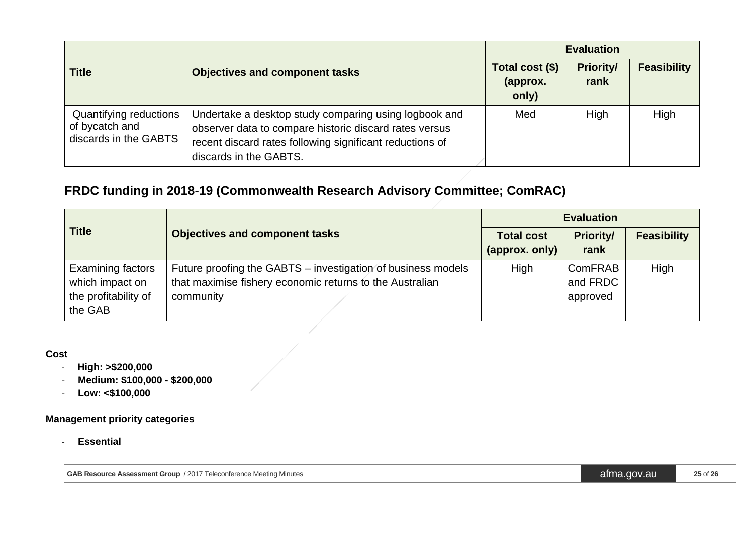| Title | Objectives and component tasks | Evaluation | | |
|---|---|---|---|---|
| | | Total cost ($) (approx. only) | Priority/ rank | Feasibility |
| Quantifying reductions of bycatch and discards in the GABTS | Undertake a desktop study comparing using logbook and observer data to compare historic discard rates versus recent discard rates following significant reductions of discards in the GABTS. | Med | High | High |

## FRDC funding in 2018-19 (Commonwealth Research Advisory Committee; ComRAC)

| Title | Objectives and component tasks | Evaluation | | |
|---|---|---|---|---|
| | | Total cost (approx. only) | Priority/ rank | Feasibility |
| Examining factors which impact on the profitability of the GAB | Future proofing the GABTS – investigation of business models that maximise fishery economic returns to the Australian community | High | ComFRAB and FRDC approved | High |

**Cost**

- **High: >$200,000**
- **Medium: $100,000 - $200,000**
- **Low: <$100,000**

**Management priority categories**

- **Essential**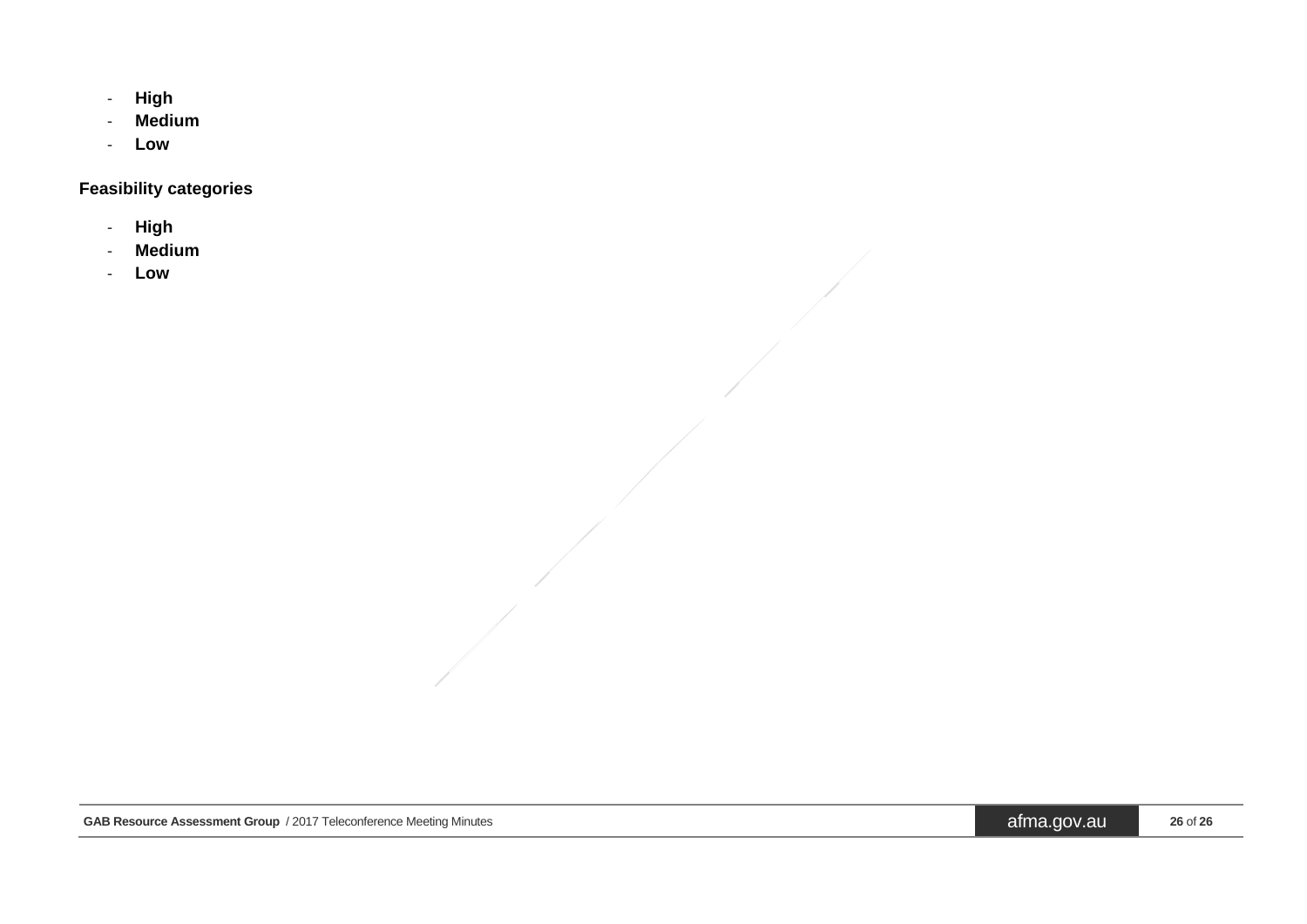- **High**
- **Medium**
- **Low**

**Feasibility categories**

- **High**
- **Medium**
- **Low**